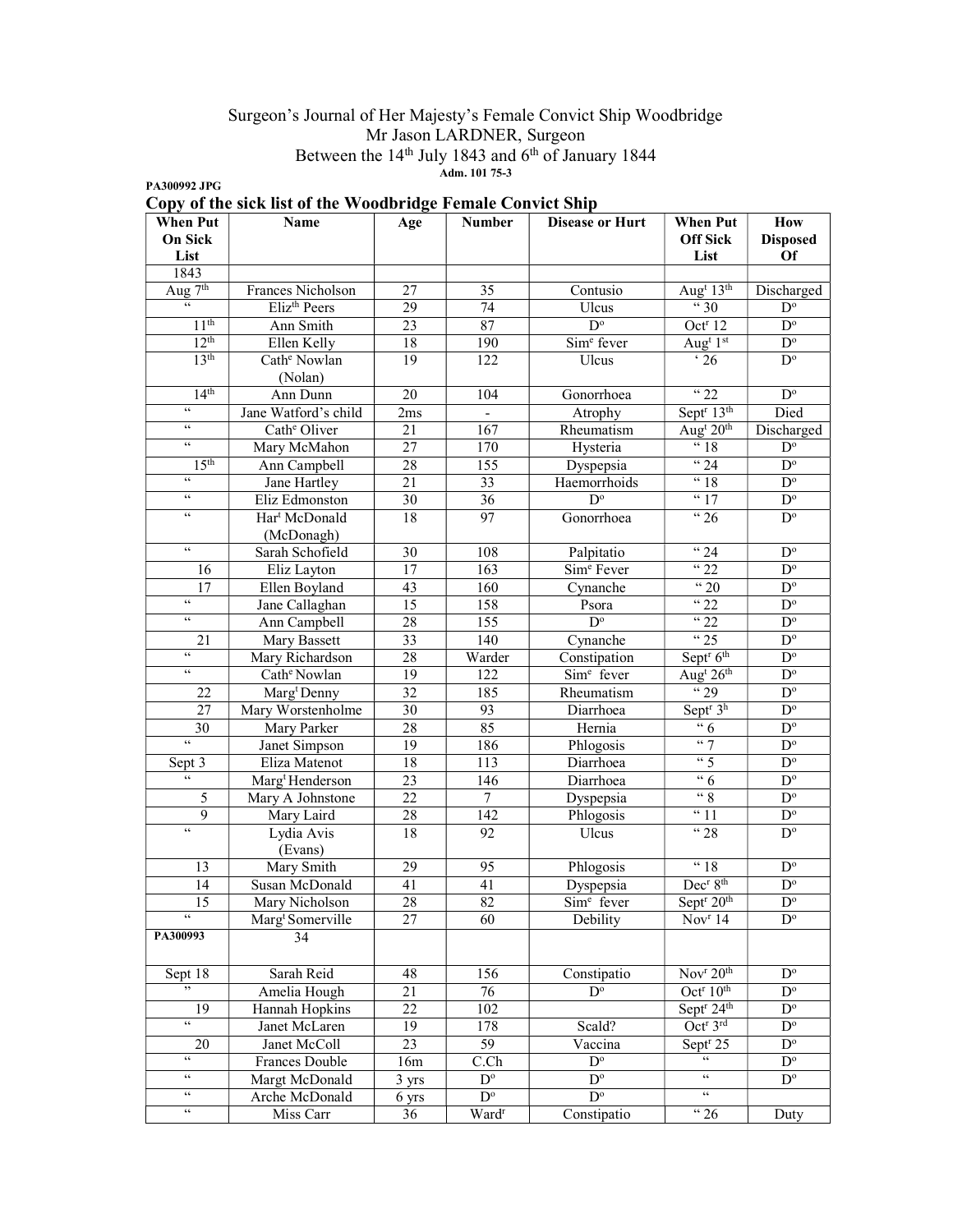Surgeon's Journal of Her Majesty's Female Convict Ship Woodbridge
Mr Jason LARDNER, Surgeon
Between the 14th July 1843 and 6th of January 1844
**Adm. 101 75-3**

**PA300992 JPG**

## Copy of the sick list of the Woodbridge Female Convict Ship

| When Put On Sick List | Name | Age | Number | Disease or Hurt | When Put Off Sick List | How Disposed Of |
|---|---|---|---|---|---|---|
| 1843 | | | | | | |
| Aug 7th | Frances Nicholson | 27 | 35 | Contusio | Augt 13th | Discharged |
| " | Elizth Peers | 29 | 74 | Ulcus | " 30 | Do |
| 11th | Ann Smith | 23 | 87 | Do | Octr 12 | Do |
| 12th | Ellen Kelly | 18 | 190 | Sime fever | Augt 1st | Do |
| 13th | Cathe Nowlan (Nolan) | 19 | 122 | Ulcus | ' 26 | Do |
| 14th | Ann Dunn | 20 | 104 | Gonorrhoea | " 22 | Do |
| " | Jane Watford's child | 2ms | - | Atrophy | Septr 13th | Died |
| " | Cathe Oliver | 21 | 167 | Rheumatism | Augt 20th | Discharged |
| " | Mary McMahon | 27 | 170 | Hysteria | " 18 | Do |
| 15th | Ann Campbell | 28 | 155 | Dyspepsia | " 24 | Do |
| " | Jane Hartley | 21 | 33 | Haemorrhoids | " 18 | Do |
| " | Eliz Edmonston | 30 | 36 | Do | " 17 | Do |
| " | Hart McDonald (McDonagh) | 18 | 97 | Gonorrhoea | " 26 | Do |
| " | Sarah Schofield | 30 | 108 | Palpitatio | " 24 | Do |
| 16 | Eliz Layton | 17 | 163 | Sime Fever | " 22 | Do |
| 17 | Ellen Boyland | 43 | 160 | Cynanche | " 20 | Do |
| " | Jane Callaghan | 15 | 158 | Psora | " 22 | Do |
| " | Ann Campbell | 28 | 155 | Do | " 22 | Do |
| 21 | Mary Bassett | 33 | 140 | Cynanche | " 25 | Do |
| " | Mary Richardson | 28 | Warder | Constipation | Septr 6th | Do |
| " | Cathe Nowlan | 19 | 122 | Sime fever | Augt 26th | Do |
| 22 | Margt Denny | 32 | 185 | Rheumatism | " 29 | Do |
| 27 | Mary Worstenholme | 30 | 93 | Diarrhoea | Septr 3h | Do |
| 30 | Mary Parker | 28 | 85 | Hernia | " 6 | Do |
| " | Janet Simpson | 19 | 186 | Phlogosis | " 7 | Do |
| Sept 3 | Eliza Matenot | 18 | 113 | Diarrhoea | " 5 | Do |
| " | Margt Henderson | 23 | 146 | Diarrhoea | " 6 | Do |
| 5 | Mary A Johnstone | 22 | 7 | Dyspepsia | " 8 | Do |
| 9 | Mary Laird | 28 | 142 | Phlogosis | " 11 | Do |
| " | Lydia Avis (Evans) | 18 | 92 | Ulcus | " 28 | Do |
| 13 | Mary Smith | 29 | 95 | Phlogosis | " 18 | Do |
| 14 | Susan McDonald | 41 | 41 | Dyspepsia | Decr 8th | Do |
| 15 | Mary Nicholson | 28 | 82 | Sime fever | Septr 20th | Do |
| " | Margt Somerville | 27 | 60 | Debility | Novr 14 | Do |
| **PA300993** | 34 | | | | | |
| Sept 18 | Sarah Reid | 48 | 156 | Constipatio | Novr 20th | Do |
| " | Amelia Hough | 21 | 76 | Do | Octr 10th | Do |
| 19 | Hannah Hopkins | 22 | 102 | | Septr 24th | Do |
| " | Janet McLaren | 19 | 178 | Scald? | Octr 3rd | Do |
| 20 | Janet McColl | 23 | 59 | Vaccina | Septr 25 | Do |
| " | Frances Double | 16m | C.Ch | Do | " | Do |
| " | Margt McDonald | 3 yrs | Do | Do | " | Do |
| " | Arche McDonald | 6 yrs | Do | Do | " | |
| " | Miss Carr | 36 | Wardr | Constipatio | " 26 | Duty |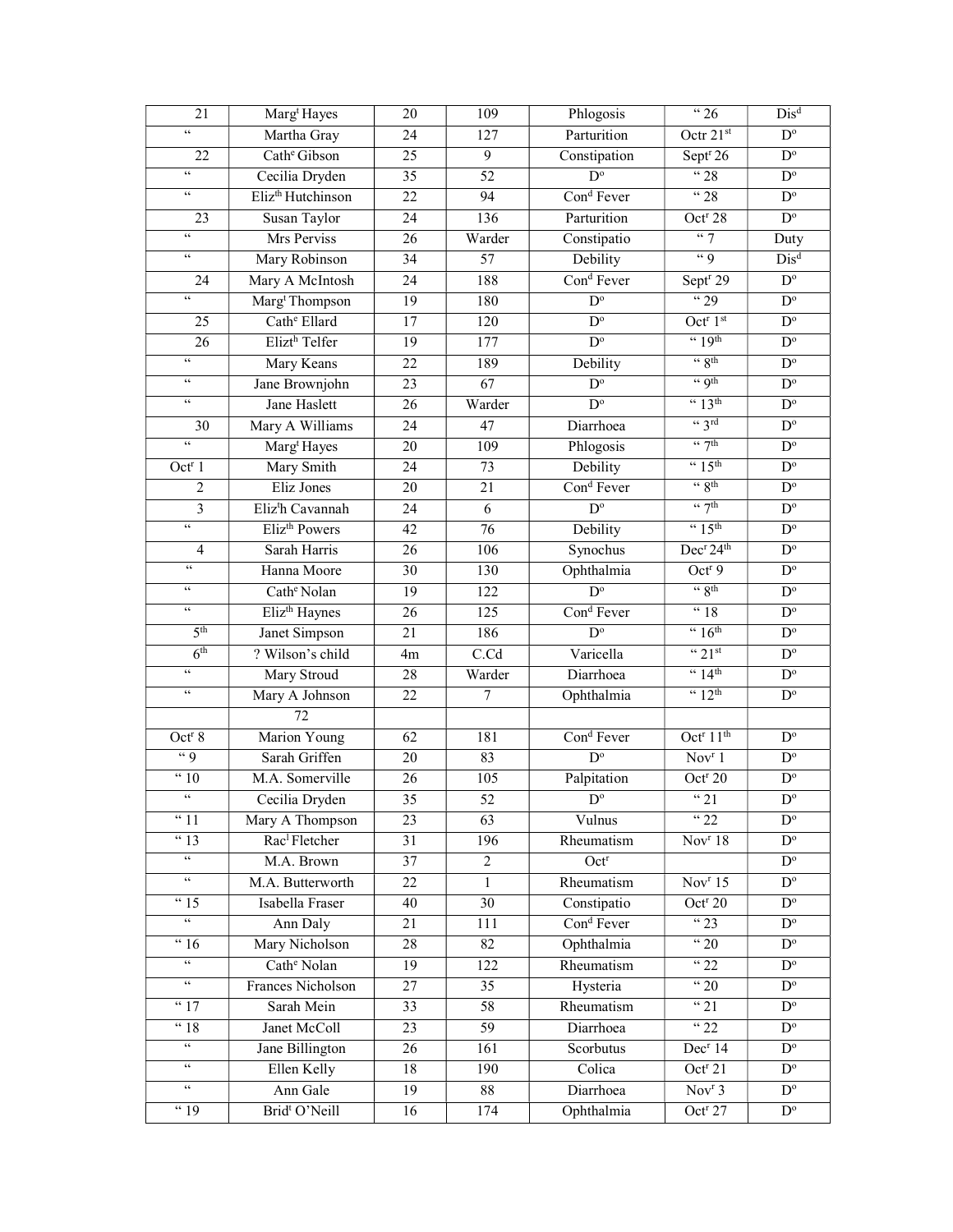| 21 | Marg[t] Hayes | 20 | 109 | Phlogosis | " 26 | Dis[d] |
|---|---|---|---|---|---|---|
| " | Martha Gray | 24 | 127 | Parturition | Octr 21[st] | D[o] |
| 22 | Cath[e] Gibson | 25 | 9 | Constipation | Sept[r] 26 | D[o] |
| " | Cecilia Dryden | 35 | 52 | D[o] | " 28 | D[o] |
| " | Eliz[th] Hutchinson | 22 | 94 | Con[d] Fever | " 28 | D[o] |
| 23 | Susan Taylor | 24 | 136 | Parturition | Oct[r] 28 | D[o] |
| " | Mrs Perviss | 26 | Warder | Constipatio | " 7 | Duty |
| " | Mary Robinson | 34 | 57 | Debility | " 9 | Dis[d] |
| 24 | Mary A McIntosh | 24 | 188 | Con[d] Fever | Sept[r] 29 | D[o] |
| " | Marg[t] Thompson | 19 | 180 | D[o] | " 29 | D[o] |
| 25 | Cath[e] Ellard | 17 | 120 | D[o] | Oct[r] 1[st] | D[o] |
| 26 | Elizt[h] Telfer | 19 | 177 | D[o] | " 19[th] | D[o] |
| " | Mary Keans | 22 | 189 | Debility | " 8[th] | D[o] |
| " | Jane Brownjohn | 23 | 67 | D[o] | " 9[th] | D[o] |
| " | Jane Haslett | 26 | Warder | D[o] | " 13[th] | D[o] |
| 30 | Mary A Williams | 24 | 47 | Diarrhoea | " 3[rd] | D[o] |
| " | Marg[t] Hayes | 20 | 109 | Phlogosis | " 7[th] | D[o] |
| Oct[r] 1 | Mary Smith | 24 | 73 | Debility | " 15[th] | D[o] |
| 2 | Eliz Jones | 20 | 21 | Con[d] Fever | " 8[th] | D[o] |
| 3 | Eliz[t]h Cavannah | 24 | 6 | D[o] | " 7[th] | D[o] |
| " | Eliz[th] Powers | 42 | 76 | Debility | " 15[th] | D[o] |
| 4 | Sarah Harris | 26 | 106 | Synochus | Dec[r] 24[th] | D[o] |
| " | Hanna Moore | 30 | 130 | Ophthalmia | Oct[r] 9 | D[o] |
| " | Cath[e] Nolan | 19 | 122 | D[o] | " 8[th] | D[o] |
| " | Eliz[th] Haynes | 26 | 125 | Con[d] Fever | " 18 | D[o] |
| 5[th] | Janet Simpson | 21 | 186 | D[o] | " 16[th] | D[o] |
| 6[th] | ? Wilson's child | 4m | C.Cd | Varicella | " 21[st] | D[o] |
| " | Mary Stroud | 28 | Warder | Diarrhoea | " 14[th] | D[o] |
| " | Mary A Johnson | 22 | 7 | Ophthalmia | " 12[th] | D[o] |
| | 72 | | | | | |
| Oct[r] 8 | Marion Young | 62 | 181 | Con[d] Fever | Oct[r] 11[th] | D[o] |
| " 9 | Sarah Griffen | 20 | 83 | D[o] | Nov[r] 1 | D[o] |
| " 10 | M.A. Somerville | 26 | 105 | Palpitation | Oct[r] 20 | D[o] |
| " | Cecilia Dryden | 35 | 52 | D[o] | " 21 | D[o] |
| " 11 | Mary A Thompson | 23 | 63 | Vulnus | " 22 | D[o] |
| " 13 | Rac[l] Fletcher | 31 | 196 | Rheumatism | Nov[r] 18 | D[o] |
| " | M.A. Brown | 37 | 2 | Oct[r] | | D[o] |
| " | M.A. Butterworth | 22 | 1 | Rheumatism | Nov[r] 15 | D[o] |
| " 15 | Isabella Fraser | 40 | 30 | Constipatio | Oct[r] 20 | D[o] |
| " | Ann Daly | 21 | 111 | Con[d] Fever | " 23 | D[o] |
| " 16 | Mary Nicholson | 28 | 82 | Ophthalmia | " 20 | D[o] |
| " | Cath[e] Nolan | 19 | 122 | Rheumatism | " 22 | D[o] |
| " | Frances Nicholson | 27 | 35 | Hysteria | " 20 | D[o] |
| " 17 | Sarah Mein | 33 | 58 | Rheumatism | " 21 | D[o] |
| " 18 | Janet McColl | 23 | 59 | Diarrhoea | " 22 | D[o] |
| " | Jane Billington | 26 | 161 | Scorbutus | Dec[r] 14 | D[o] |
| " | Ellen Kelly | 18 | 190 | Colica | Oct[r] 21 | D[o] |
| " | Ann Gale | 19 | 88 | Diarrhoea | Nov[r] 3 | D[o] |
| " 19 | Brid[t] O'Neill | 16 | 174 | Ophthalmia | Oct[r] 27 | D[o] |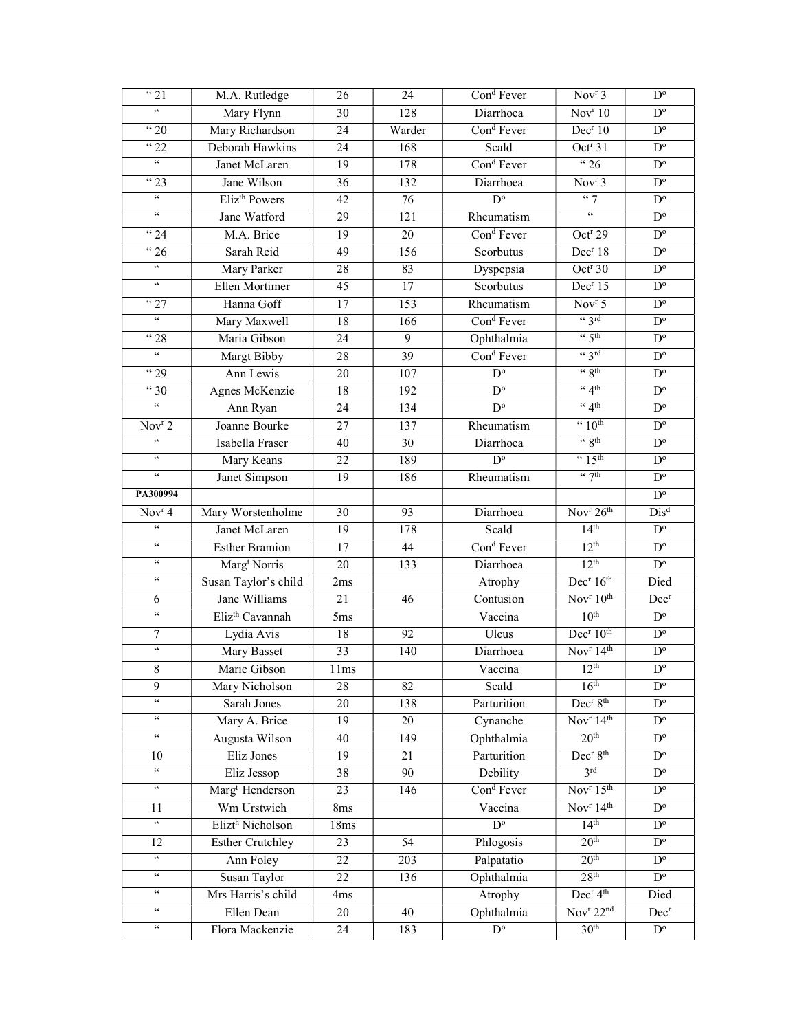| " 21 | M.A. Rutledge | 26 | 24 | Con[d] Fever | Nov[r] 3 | D[o] |
|---|---|---|---|---|---|---|
| " | Mary Flynn | 30 | 128 | Diarrhoea | Nov[r] 10 | D[o] |
| " 20 | Mary Richardson | 24 | Warder | Con[d] Fever | Dec[r] 10 | D[o] |
| " 22 | Deborah Hawkins | 24 | 168 | Scald | Oct[r] 31 | D[o] |
| " | Janet McLaren | 19 | 178 | Con[d] Fever | " 26 | D[o] |
| " 23 | Jane Wilson | 36 | 132 | Diarrhoea | Nov[r] 3 | D[o] |
| " | Eliz[th] Powers | 42 | 76 | D[o] | " 7 | D[o] |
| " | Jane Watford | 29 | 121 | Rheumatism | " | D[o] |
| " 24 | M.A. Brice | 19 | 20 | Con[d] Fever | Oct[r] 29 | D[o] |
| " 26 | Sarah Reid | 49 | 156 | Scorbutus | Dec[r] 18 | D[o] |
| " | Mary Parker | 28 | 83 | Dyspepsia | Oct[r] 30 | D[o] |
| " | Ellen Mortimer | 45 | 17 | Scorbutus | Dec[r] 15 | D[o] |
| " 27 | Hanna Goff | 17 | 153 | Rheumatism | Nov[r] 5 | D[o] |
| " | Mary Maxwell | 18 | 166 | Con[d] Fever | " 3[rd] | D[o] |
| " 28 | Maria Gibson | 24 | 9 | Ophthalmia | " 5[th] | D[o] |
| " | Margt Bibby | 28 | 39 | Con[d] Fever | " 3[rd] | D[o] |
| " 29 | Ann Lewis | 20 | 107 | D[o] | " 8[th] | D[o] |
| " 30 | Agnes McKenzie | 18 | 192 | D[o] | " 4[th] | D[o] |
| " | Ann Ryan | 24 | 134 | D[o] | " 4[th] | D[o] |
| Nov[r] 2 | Joanne Bourke | 27 | 137 | Rheumatism | " 10[th] | D[o] |
| " | Isabella Fraser | 40 | 30 | Diarrhoea | " 8[th] | D[o] |
| " | Mary Keans | 22 | 189 | D[o] | " 15[th] | D[o] |
| " | Janet Simpson | 19 | 186 | Rheumatism | " 7[th] | D[o] |
| **PA300994** | | | | | | D[o] |
| Nov[r] 4 | Mary Worstenholme | 30 | 93 | Diarrhoea | Nov[r] 26[th] | Dis[d] |
| " | Janet McLaren | 19 | 178 | Scald | 14[th] | D[o] |
| " | Esther Bramion | 17 | 44 | Con[d] Fever | 12[th] | D[o] |
| " | Marg[t] Norris | 20 | 133 | Diarrhoea | 12[th] | D[o] |
| " | Susan Taylor's child | 2ms | | Atrophy | Dec[r] 16[th] | Died |
| 6 | Jane Williams | 21 | 46 | Contusion | Nov[r] 10[th] | Dec[r] |
| " | Eliz[th] Cavannah | 5ms | | Vaccina | 10[th] | D[o] |
| 7 | Lydia Avis | 18 | 92 | Ulcus | Dec[r] 10[th] | D[o] |
| " | Mary Basset | 33 | 140 | Diarrhoea | Nov[r] 14[th] | D[o] |
| 8 | Marie Gibson | 11ms | | Vaccina | 12[th] | D[o] |
| 9 | Mary Nicholson | 28 | 82 | Scald | 16[th] | D[o] |
| " | Sarah Jones | 20 | 138 | Parturition | Dec[r] 8[th] | D[o] |
| " | Mary A. Brice | 19 | 20 | Cynanche | Nov[r] 14[th] | D[o] |
| " | Augusta Wilson | 40 | 149 | Ophthalmia | 20[th] | D[o] |
| 10 | Eliz Jones | 19 | 21 | Parturition | Dec[r] 8[th] | D[o] |
| " | Eliz Jessop | 38 | 90 | Debility | 3[rd] | D[o] |
| " | Marg[t] Henderson | 23 | 146 | Con[d] Fever | Nov[r] 15[th] | D[o] |
| 11 | Wm Urstwich | 8ms | | Vaccina | Nov[r] 14[th] | D[o] |
| " | Elizt[h] Nicholson | 18ms | | D[o] | 14[th] | D[o] |
| 12 | Esther Crutchley | 23 | 54 | Phlogosis | 20[th] | D[o] |
| " | Ann Foley | 22 | 203 | Palpatatio | 20[th] | D[o] |
| " | Susan Taylor | 22 | 136 | Ophthalmia | 28[th] | D[o] |
| " | Mrs Harris's child | 4ms | | Atrophy | Dec[r] 4[th] | Died |
| " | Ellen Dean | 20 | 40 | Ophthalmia | Nov[r] 22[nd] | Dec[r] |
| " | Flora Mackenzie | 24 | 183 | D[o] | 30[th] | D[o] |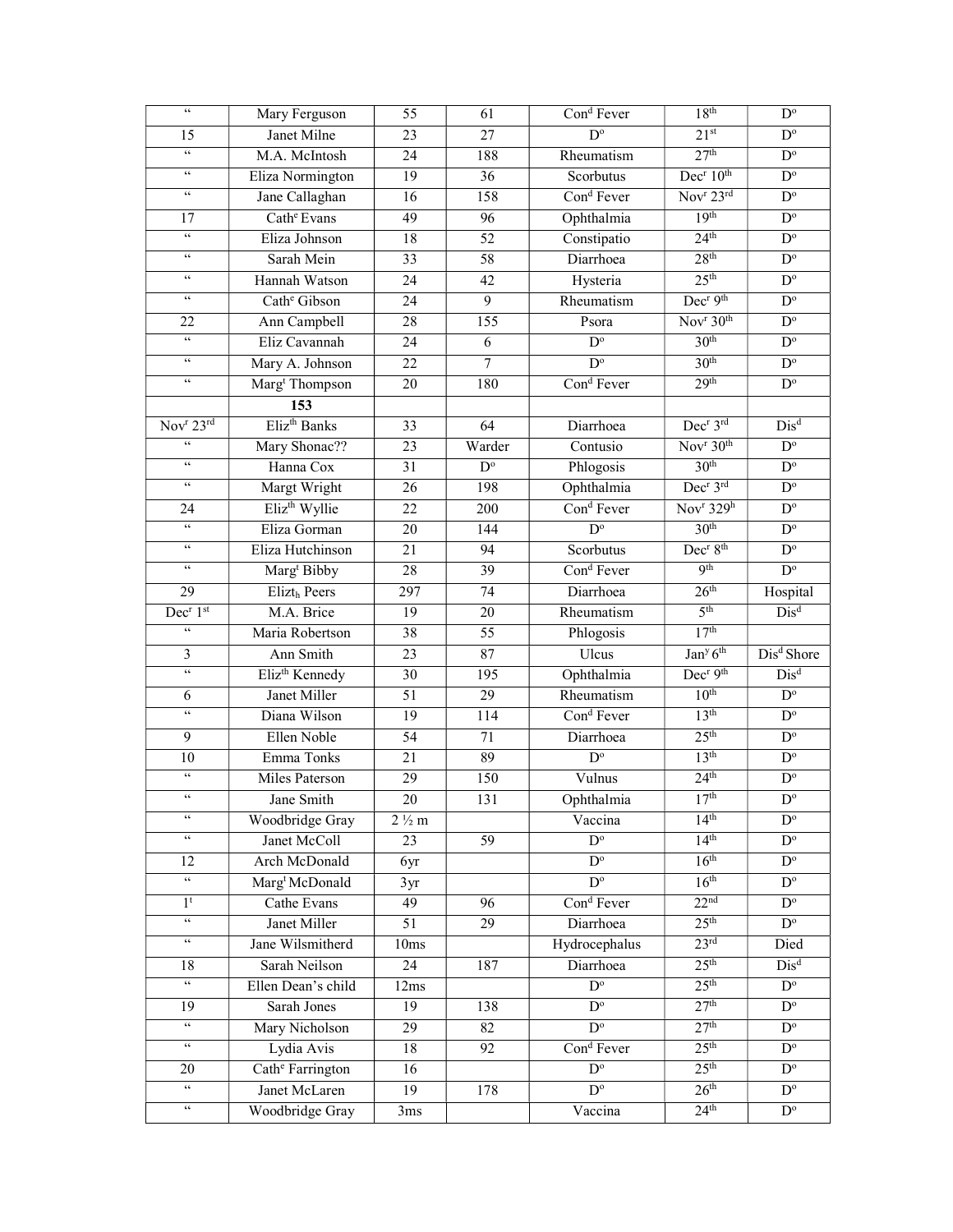| " | Mary Ferguson | 55 | 61 | Cond Fever | 18th | Do |
|---|---|---|---|---|---|---|
| 15 | Janet Milne | 23 | 27 | Do | 21st | Do |
| " | M.A. McIntosh | 24 | 188 | Rheumatism | 27th | Do |
| " | Eliza Normington | 19 | 36 | Scorbutus | Decr 10th | Do |
| " | Jane Callaghan | 16 | 158 | Cond Fever | Novr 23rd | Do |
| 17 | Cathe Evans | 49 | 96 | Ophthalmia | 19th | Do |
| " | Eliza Johnson | 18 | 52 | Constipatio | 24th | Do |
| " | Sarah Mein | 33 | 58 | Diarrhoea | 28th | Do |
| " | Hannah Watson | 24 | 42 | Hysteria | 25th | Do |
| " | Cathe Gibson | 24 | 9 | Rheumatism | Decr 9th | Do |
| 22 | Ann Campbell | 28 | 155 | Psora | Novr 30th | Do |
| " | Eliz Cavannah | 24 | 6 | Do | 30th | Do |
| " | Mary A. Johnson | 22 | 7 | Do | 30th | Do |
| " | Margt Thompson | 20 | 180 | Cond Fever | 29th | Do |
| | **153** | | | | | |
| Novr 23rd | Elizth Banks | 33 | 64 | Diarrhoea | Decr 3rd | Disd |
| " | Mary Shonac?? | 23 | Warder | Contusio | Novr 30th | Do |
| " | Hanna Cox | 31 | Do | Phlogosis | 30th | Do |
| " | Margt Wright | 26 | 198 | Ophthalmia | Decr 3rd | Do |
| 24 | Elizth Wyllie | 22 | 200 | Cond Fever | Novr 329h | Do |
| " | Eliza Gorman | 20 | 144 | Do | 30th | Do |
| " | Eliza Hutchinson | 21 | 94 | Scorbutus | Decr 8th | Do |
| " | Margt Bibby | 28 | 39 | Cond Fever | 9th | Do |
| 29 | Elizth Peers | 297 | 74 | Diarrhoea | 26th | Hospital |
| Decr 1st | M.A. Brice | 19 | 20 | Rheumatism | 5th | Disd |
| " | Maria Robertson | 38 | 55 | Phlogosis | 17th | |
| 3 | Ann Smith | 23 | 87 | Ulcus | Jany 6th | Disd Shore |
| " | Elizth Kennedy | 30 | 195 | Ophthalmia | Decr 9th | Disd |
| 6 | Janet Miller | 51 | 29 | Rheumatism | 10th | Do |
| " | Diana Wilson | 19 | 114 | Cond Fever | 13th | Do |
| 9 | Ellen Noble | 54 | 71 | Diarrhoea | 25th | Do |
| 10 | Emma Tonks | 21 | 89 | Do | 13th | Do |
| " | Miles Paterson | 29 | 150 | Vulnus | 24th | Do |
| " | Jane Smith | 20 | 131 | Ophthalmia | 17th | Do |
| " | Woodbridge Gray | 2 ½ m | | Vaccina | 14th | Do |
| " | Janet McColl | 23 | 59 | Do | 14th | Do |
| 12 | Arch McDonald | 6yr | | Do | 16th | Do |
| " | Margt McDonald | 3yr | | Do | 16th | Do |
| 1t | Cathe Evans | 49 | 96 | Cond Fever | 22nd | Do |
| " | Janet Miller | 51 | 29 | Diarrhoea | 25th | Do |
| " | Jane Wilsmitherd | 10ms | | Hydrocephalus | 23rd | Died |
| 18 | Sarah Neilson | 24 | 187 | Diarrhoea | 25th | Disd |
| " | Ellen Dean's child | 12ms | | Do | 25th | Do |
| 19 | Sarah Jones | 19 | 138 | Do | 27th | Do |
| " | Mary Nicholson | 29 | 82 | Do | 27th | Do |
| " | Lydia Avis | 18 | 92 | Cond Fever | 25th | Do |
| 20 | Cathe Farrington | 16 | | Do | 25th | Do |
| " | Janet McLaren | 19 | 178 | Do | 26th | Do |
| " | Woodbridge Gray | 3ms | | Vaccina | 24th | Do |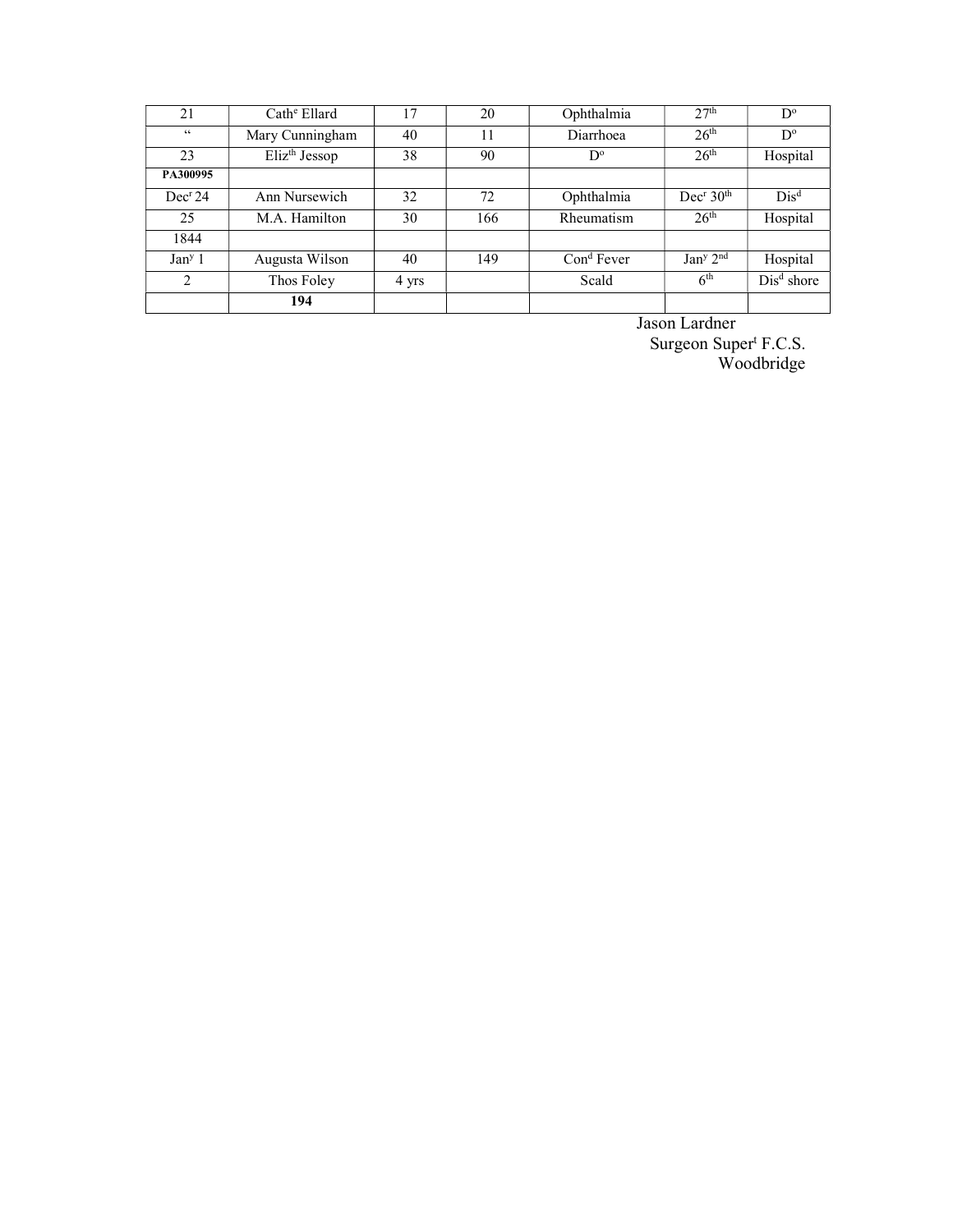| | | | | | | |
|---|---|---|---|---|---|---|
| 21 | Cath$^{e}$ Ellard | 17 | 20 | Ophthalmia | 27$^{th}$ | D$^{o}$ |
| " | Mary Cunningham | 40 | 11 | Diarrhoea | 26$^{th}$ | D$^{o}$ |
| 23 | Eliz$^{th}$ Jessop | 38 | 90 | D$^{o}$ | 26$^{th}$ | Hospital |
| **PA300995** | | | | | | |
| Dec$^{r}$ 24 | Ann Nursewich | 32 | 72 | Ophthalmia | Dec$^{r}$ 30$^{th}$ | Dis$^{d}$ |
| 25 | M.A. Hamilton | 30 | 166 | Rheumatism | 26$^{th}$ | Hospital |
| 1844 | | | | | | |
| Jan$^{y}$ 1 | Augusta Wilson | 40 | 149 | Con$^{d}$ Fever | Jan$^{y}$ 2$^{nd}$ | Hospital |
| 2 | Thos Foley | 4 yrs | | Scald | 6$^{th}$ | Dis$^{d}$ shore |
| | **194** | | | | | |

Jason Lardner
Surgeon Super$^{t}$ F.C.S.
Woodbridge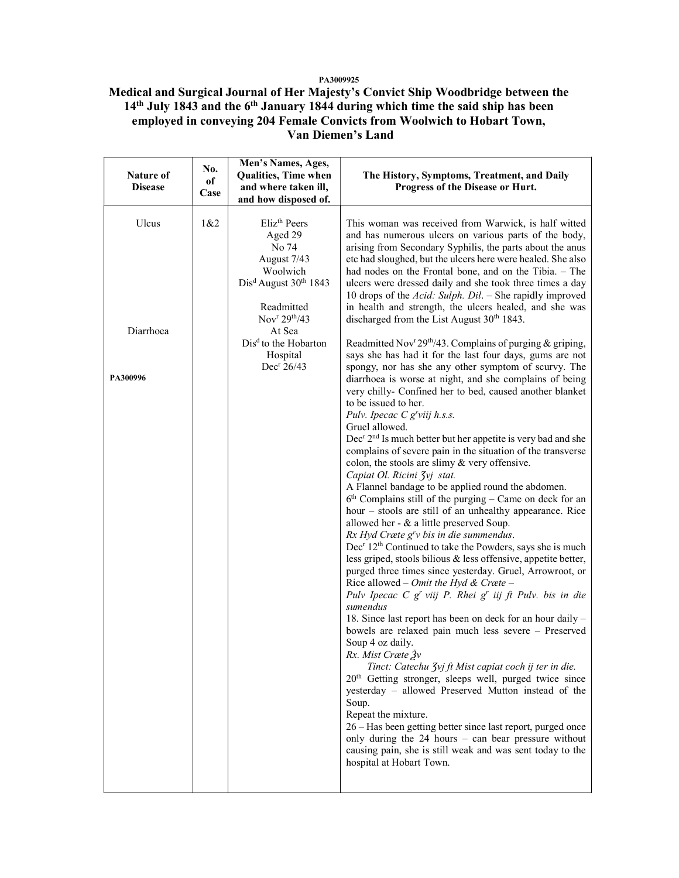PA3009925

# Medical and Surgical Journal of Her Majesty's Convict Ship Woodbridge between the 14th July 1843 and the 6th January 1844 during which time the said ship has been employed in conveying 204 Female Convicts from Woolwich to Hobart Town, Van Diemen's Land

| Nature of Disease | No. of Case | Men's Names, Ages, Qualities, Time when and where taken ill, and how disposed of. | The History, Symptoms, Treatment, and Daily Progress of the Disease or Hurt. |
|---|---|---|---|
| Ulcus | 1&2 | Elizth Peers<br>Aged 29<br>No 74<br>August 7/43<br>Woolwich<br>Disd August 30th 1843 | This woman was received from Warwick, is half witted and has numerous ulcers on various parts of the body, arising from Secondary Syphilis, the parts about the anus etc had sloughed, but the ulcers here were healed. She also had nodes on the Frontal bone, and on the Tibia. – The ulcers were dressed daily and she took three times a day 10 drops of the *Acid: Sulph. Dil*. – She rapidly improved in health and strength, the ulcers healed, and she was discharged from the List August 30th 1843. |
| Diarrhoea<br><br>PA300996 | | Readmitted<br>Novr 29th/43<br>At Sea<br>Disd to the Hobarton Hospital<br>Decr 26/43 | Readmitted Novr 29th/43. Complains of purging & griping, says she has had it for the last four days, gums are not spongy, nor has she any other symptom of scurvy. The diarrhoea is worse at night, and she complains of being very chilly- Confined her to bed, caused another blanket to be issued to her.<br>*Pulv. Ipecac C grviij h.s.s.*<br>Gruel allowed.<br>Decr 2nd Is much better but her appetite is very bad and she complains of severe pain in the situation of the transverse colon, the stools are slimy & very offensive.<br>*Capiat Ol. Ricini ʒvj stat.*<br>A Flannel bandage to be applied round the abdomen.<br>6th Complains still of the purging – Came on deck for an hour – stools are still of an unhealthy appearance. Rice allowed her - & a little preserved Soup.<br>*Rx Hyd Cræte grv bis in die summendus*.<br>Decr 12th Continued to take the Powders, says she is much less griped, stools bilious & less offensive, appetite better, purged three times since yesterday. Gruel, Arrowroot, or Rice allowed – *Omit the Hyd & Cræte –*<br>*Pulv Ipecac C gr viij P. Rhei gr iij ft Pulv. bis in die sumendus*<br>18. Since last report has been on deck for an hour daily – bowels are relaxed pain much less severe – Preserved Soup 4 oz daily.<br>*Rx. Mist Cræte ℥v*<br>*Tinct: Catechu ʒvj ft Mist capiat coch ij ter in die.*<br>20th Getting stronger, sleeps well, purged twice since yesterday – allowed Preserved Mutton instead of the Soup.<br>Repeat the mixture.<br>26 – Has been getting better since last report, purged once only during the 24 hours – can bear pressure without causing pain, she is still weak and was sent today to the hospital at Hobart Town. |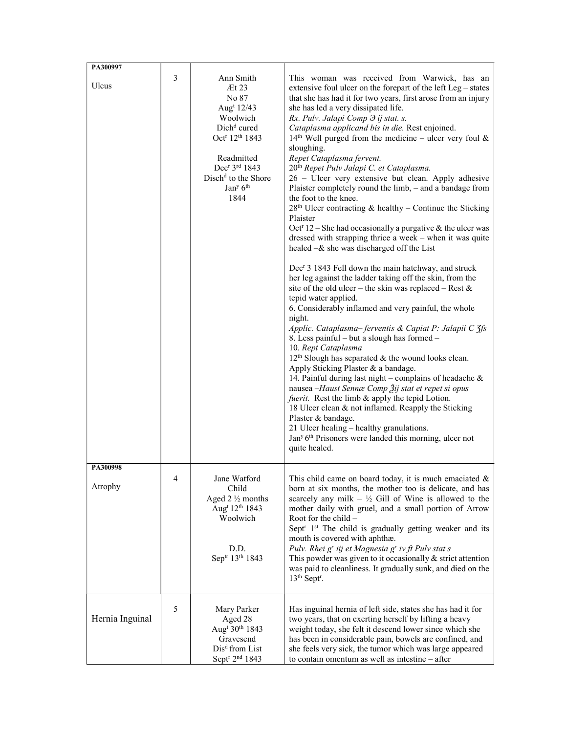| PA300997<br><br>Ulcus | 3 | Ann Smith<br>Æt 23<br>No 87<br>Aug$^t$ 12/43<br>Woolwich<br>Dich$^d$ cured<br>Oct$^r$ 12$^{th}$ 1843<br><br>Readmitted<br>Dec$^r$ 3$^{rd}$ 1843<br>Disch$^d$ to the Shore<br>Jan$^y$ 6$^{th}$<br>1844 | This woman was received from Warwick, has an extensive foul ulcer on the forepart of the left Leg – states that she has had it for two years, first arose from an injury she has led a very dissipated life.<br>*Rx. Pulv. Jalapi Comp ℈ ij stat. s.*<br>*Cataplasma applicand bis in die.* Rest enjoined.<br>14$^{th}$ Well purged from the medicine – ulcer very foul & sloughing.<br>*Repet Cataplasma fervent.*<br>20$^{th}$ *Repet Pulv Jalapi C. et Cataplasma.*<br>26 – Ulcer very extensive but clean. Apply adhesive Plaister completely round the limb, – and a bandage from the foot to the knee.<br>28$^{th}$ Ulcer contracting & healthy – Continue the Sticking Plaister<br>Oct$^r$ 12 – She had occasionally a purgative & the ulcer was dressed with strapping thrice a week – when it was quite healed –& she was discharged off the List<br><br>Dec$^r$ 3 1843 Fell down the main hatchway, and struck her leg against the ladder taking off the skin, from the site of the old ulcer – the skin was replaced – Rest & tepid water applied.<br>6. Considerably inflamed and very painful, the whole night.<br>*Applic. Cataplasma– ferventis & Capiat P: Jalapii C ʒſs*<br>8. Less painful – but a slough has formed –<br>10. *Rept Cataplasma*<br>12$^{th}$ Slough has separated & the wound looks clean. Apply Sticking Plaster & a bandage.<br>14. Painful during last night – complains of headache & nausea –*Haust Sennæ Comp ℥ij stat et repet si opus fuerit.* Rest the limb & apply the tepid Lotion.<br>18 Ulcer clean & not inflamed. Reapply the Sticking Plaster & bandage.<br>21 Ulcer healing – healthy granulations.<br>Jan$^y$ 6$^{th}$ Prisoners were landed this morning, ulcer not quite healed. |
|---|---|---|---|
| PA300998<br><br>Atrophy | 4 | Jane Watford<br>Child<br>Aged 2 ½ months<br>Aug$^t$ 12$^{th}$ 1843<br>Woolwich<br><br><br>D.D.<br>Sep$^{tr}$ 13$^{th}$ 1843 | This child came on board today, it is much emaciated & born at six months, the mother too is delicate, and has scarcely any milk – ½ Gill of Wine is allowed to the mother daily with gruel, and a small portion of Arrow Root for the child –<br>Sept$^r$ 1$^{st}$ The child is gradually getting weaker and its mouth is covered with aphthæ.<br>*Pulv. Rhei g$^r$ iij et Magnesia g$^r$ iv ft Pulv stat s*<br>This powder was given to it occasionally & strict attention was paid to cleanliness. It gradually sunk, and died on the 13$^{th}$ Sept$^r$. |
| Hernia Inguinal | 5 | Mary Parker<br>Aged 28<br>Aug$^t$ 30$^{th}$ 1843<br>Gravesend<br>Dis$^d$ from List<br>Sept$^r$ 2$^{nd}$ 1843 | Has inguinal hernia of left side, states she has had it for two years, that on exerting herself by lifting a heavy weight today, she felt it descend lower since which she has been in considerable pain, bowels are confined, and she feels very sick, the tumor which was large appeared to contain omentum as well as intestine – after |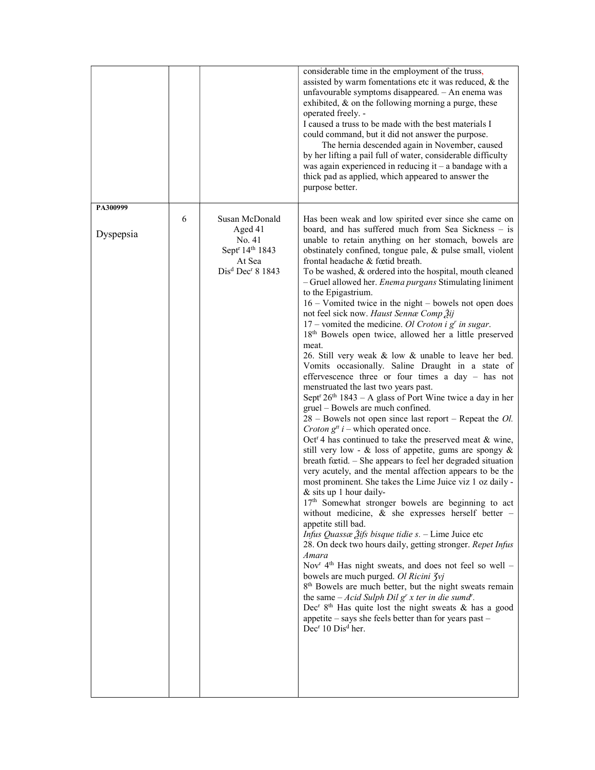| | | | |
|---|---|---|---|
| | | | considerable time in the employment of the truss, assisted by warm fomentations etc it was reduced, & the unfavourable symptoms disappeared. – An enema was exhibited, & on the following morning a purge, these operated freely. -<br>I caused a truss to be made with the best materials I could command, but it did not answer the purpose.<br>The hernia descended again in November, caused by her lifting a pail full of water, considerable difficulty was again experienced in reducing it – a bandage with a thick pad as applied, which appeared to answer the purpose better. |
| **PA300999**<br><br>Dyspepsia | 6 | Susan McDonald<br>Aged 41<br>No. 41<br>Sept^r 14th 1843<br>At Sea<br>Dis^d Dec^r 8 1843 | Has been weak and low spirited ever since she came on board, and has suffered much from Sea Sickness – is unable to retain anything on her stomach, bowels are obstinately confined, tongue pale, & pulse small, violent frontal headache & fœtid breath.<br>To be washed, & ordered into the hospital, mouth cleaned – Gruel allowed her. *Enema purgans* Stimulating liniment to the Epigastrium.<br>16 – Vomited twice in the night – bowels not open does not feel sick now. *Haust Sennæ Comp ℥ij*<br>17 – vomited the medicine. *Ol Croton i g^r in sugar*.<br>18th Bowels open twice, allowed her a little preserved meat.<br>26. Still very weak & low & unable to leave her bed. Vomits occasionally. Saline Draught in a state of effervescence three or four times a day – has not menstruated the last two years past.<br>Sept^r 26th 1843 – A glass of Port Wine twice a day in her gruel – Bowels are much confined.<br>28 – Bowels not open since last report – Repeat the *Ol. Croton g^tt i* – which operated once.<br>Oct^r 4 has continued to take the preserved meat & wine, still very low - & loss of appetite, gums are spongy & breath fœtid. – She appears to feel her degraded situation very acutely, and the mental affection appears to be the most prominent. She takes the Lime Juice viz 1 oz daily - & sits up 1 hour daily-<br>17th Somewhat stronger bowels are beginning to act without medicine, & she expresses herself better – appetite still bad.<br>*Infus Quassæ ℥ifs bisque tidie s.* – Lime Juice etc<br>28. On deck two hours daily, getting stronger. *Repet Infus Amara*<br>Nov^r 4th Has night sweats, and does not feel so well – bowels are much purged. *Ol Ricini ʒvj*<br>8th Bowels are much better, but the night sweats remain the same – *Acid Sulph Dil g^r x ter in die sumd^r.*<br>Dec^r 8th Has quite lost the night sweats & has a good appetite – says she feels better than for years past –<br>Dec^r 10 Dis^d her. |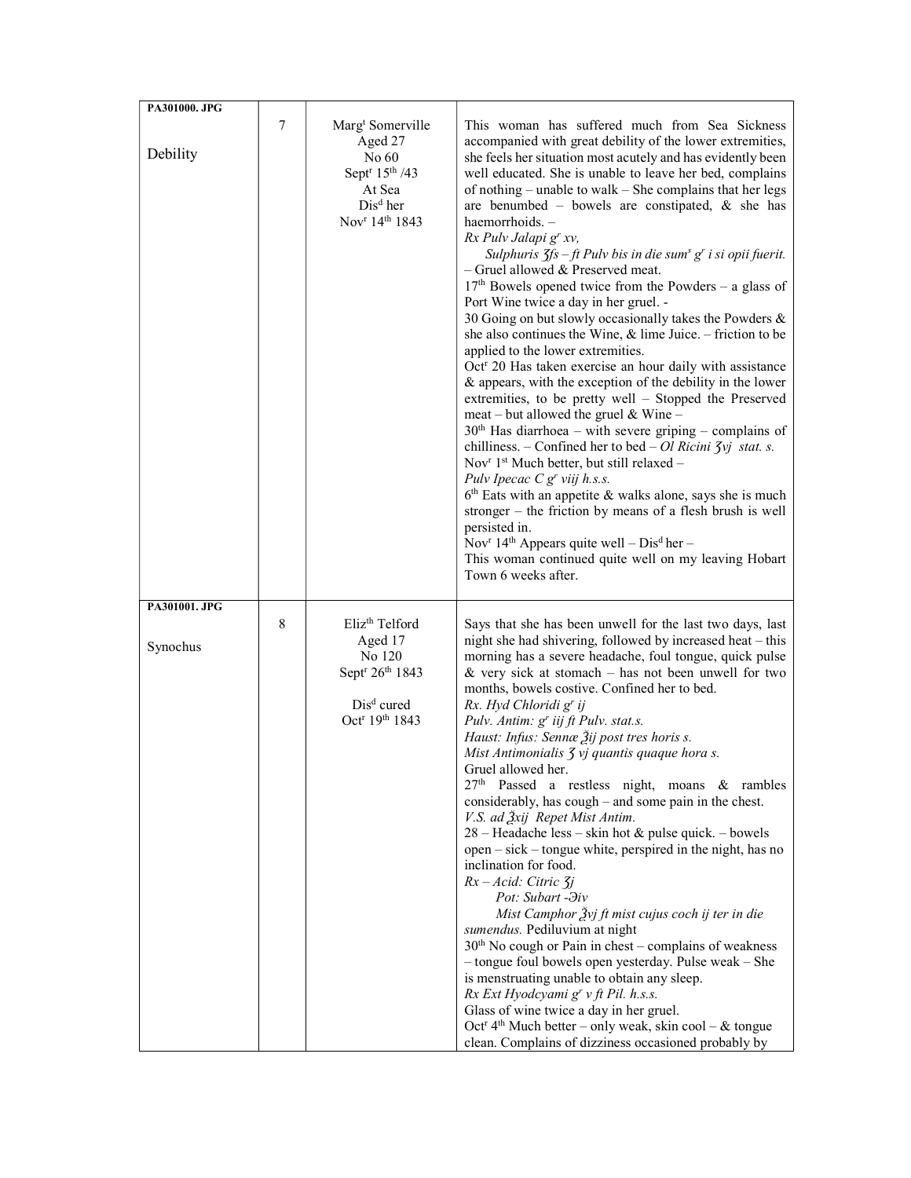| | | | |
|---|---|---|---|
| **PA301000. JPG**<br><br>Debility | 7 | Marg[t] Somerville<br>Aged 27<br>No 60<br>Sept[r] 15[th] /43<br>At Sea<br>Dis[d] her<br>Nov[r] 14[th] 1843 | This woman has suffered much from Sea Sickness accompanied with great debility of the lower extremities, she feels her situation most acutely and has evidently been well educated. She is unable to leave her bed, complains of nothing – unable to walk – She complains that her legs are benumbed – bowels are constipated, & she has haemorrhoids. –<br>*Rx Pulv Jalapi g[r] xv,*<br>*Sulphuris ʒfs – ft Pulv bis in die sum[s] g[r] i si opii fuerit.*<br>– Gruel allowed & Preserved meat.<br>17[th] Bowels opened twice from the Powders – a glass of Port Wine twice a day in her gruel. -<br>30 Going on but slowly occasionally takes the Powders & she also continues the Wine, & lime Juice. – friction to be applied to the lower extremities.<br>Oct[r] 20 Has taken exercise an hour daily with assistance & appears, with the exception of the debility in the lower extremities, to be pretty well – Stopped the Preserved meat – but allowed the gruel & Wine –<br>30[th] Has diarrhoea – with severe griping – complains of chilliness. – Confined her to bed – *Ol Ricini ʒvj stat. s.*<br>Nov[r] 1[st] Much better, but still relaxed –<br>*Pulv Ipecac C g[r] viij h.s.s.*<br>6[th] Eats with an appetite & walks alone, says she is much stronger – the friction by means of a flesh brush is well persisted in.<br>Nov[r] 14[th] Appears quite well – Dis[d] her –<br>This woman continued quite well on my leaving Hobart Town 6 weeks after. |
| **PA301001. JPG**<br><br>Synochus | 8 | Eliz[th] Telford<br>Aged 17<br>No 120<br>Sept[r] 26[th] 1843<br><br>Dis[d] cured<br>Oct[r] 19[th] 1843 | Says that she has been unwell for the last two days, last night she had shivering, followed by increased heat – this morning has a severe headache, foul tongue, quick pulse & very sick at stomach – has not been unwell for two months, bowels costive. Confined her to bed.<br>*Rx. Hyd Chloridi g[r] ij*<br>*Pulv. Antim: g[r] iij ft Pulv. stat.s.*<br>*Haust: Infus: Sennæ ℥ij post tres horis s.*<br>*Mist Antimonialis ʒ vj quantis quaque hora s.*<br>Gruel allowed her.<br>27[th] Passed a restless night, moans & rambles considerably, has cough – and some pain in the chest.<br>*V.S. ad ℥xij Repet Mist Antim.*<br>28 – Headache less – skin hot & pulse quick. – bowels open – sick – tongue white, perspired in the night, has no inclination for food.<br>*Rx – Acid: Citric ʒj*<br>*Pot: Subart -Эiv*<br>*Mist Camphor ℥vj ft mist cujus coch ij ter in die sumendus.* Pediluvium at night<br>30[th] No cough or Pain in chest – complains of weakness – tongue foul bowels open yesterday. Pulse weak – She is menstruating unable to obtain any sleep.<br>*Rx Ext Hyodcyami g[r] v ft Pil. h.s.s.*<br>Glass of wine twice a day in her gruel.<br>Oct[r] 4[th] Much better – only weak, skin cool – & tongue clean. Complains of dizziness occasioned probably by |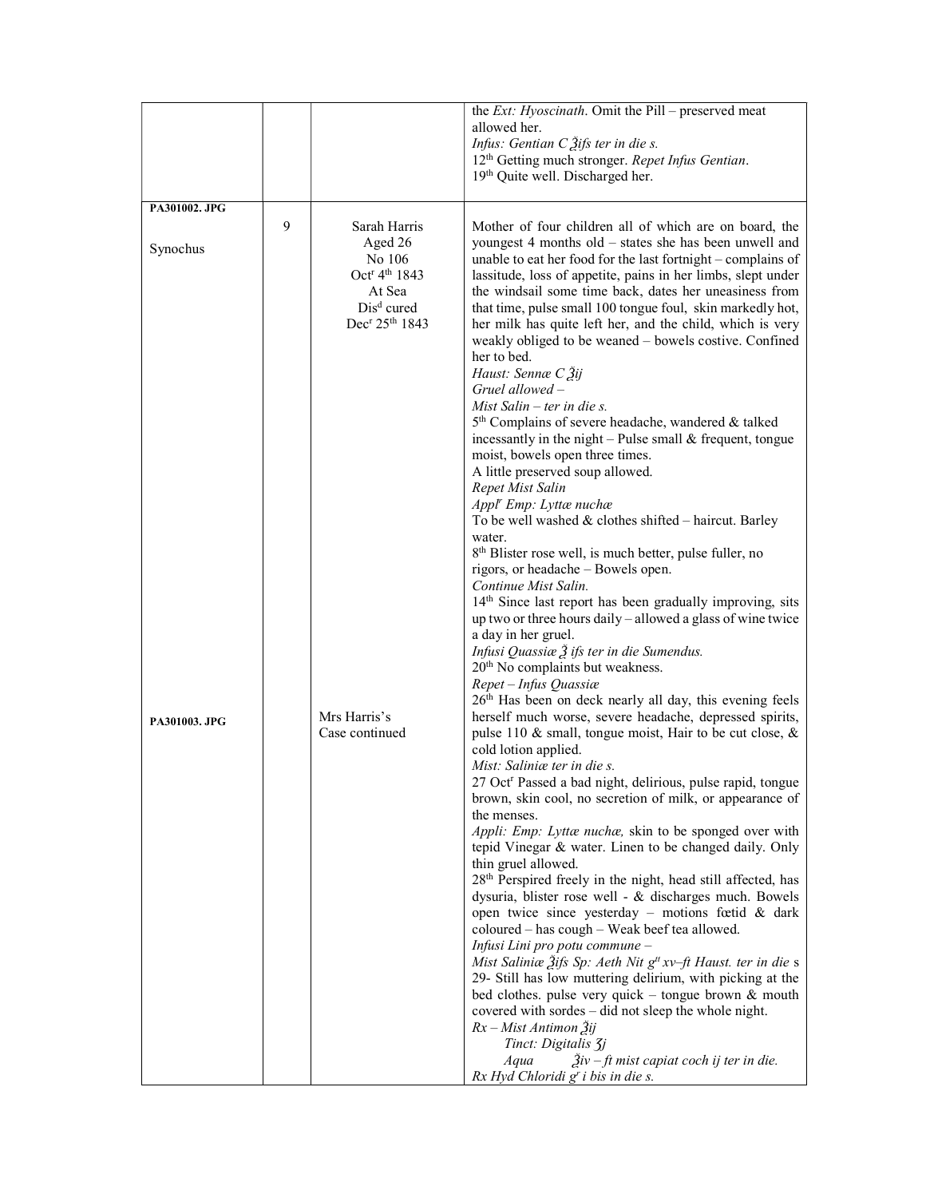| | | | |
|---|---|---|---|
| | | | the *Ext: Hyoscinath*. Omit the Pill – preserved meat allowed her.<br>*Infus: Gentian C ℥ifs ter in die s.*<br>12th Getting much stronger. *Repet Infus Gentian*.<br>19th Quite well. Discharged her. |
| **PA301002. JPG**<br><br>Synochus | 9 | Sarah Harris<br>Aged 26<br>No 106<br>Octr 4th 1843<br>At Sea<br>Disd cured<br>Decr 25th 1843 | Mother of four children all of which are on board, the youngest 4 months old – states she has been unwell and unable to eat her food for the last fortnight – complains of lassitude, loss of appetite, pains in her limbs, slept under the windsail some time back, dates her uneasiness from that time, pulse small 100 tongue foul, skin markedly hot, her milk has quite left her, and the child, which is very weakly obliged to be weaned – bowels costive. Confined her to bed.<br>*Haust: Sennæ C ℥ij*<br>*Gruel allowed –*<br>*Mist Salin – ter in die s.*<br>5th Complains of severe headache, wandered & talked incessantly in the night – Pulse small & frequent, tongue moist, bowels open three times.<br>A little preserved soup allowed.<br>*Repet Mist Salin*<br>*Applr Emp: Lyttæ nuchæ*<br>To be well washed & clothes shifted – haircut. Barley water.<br>8th Blister rose well, is much better, pulse fuller, no rigors, or headache – Bowels open.<br>*Continue Mist Salin.*<br>14th Since last report has been gradually improving, sits up two or three hours daily – allowed a glass of wine twice a day in her gruel.<br>*Infusi Quassiæ ℥ ifs ter in die Sumendus.*<br>20th No complaints but weakness.<br>*Repet – Infus Quassiæ* |
| **PA301003. JPG** | | Mrs Harris's<br>Case continued | 26th Has been on deck nearly all day, this evening feels herself much worse, severe headache, depressed spirits, pulse 110 & small, tongue moist, Hair to be cut close, & cold lotion applied.<br>*Mist: Saliniæ ter in die s.*<br>27 Octr Passed a bad night, delirious, pulse rapid, tongue brown, skin cool, no secretion of milk, or appearance of the menses.<br>*Appli: Emp: Lyttæ nuchæ,* skin to be sponged over with tepid Vinegar & water. Linen to be changed daily. Only thin gruel allowed.<br>28th Perspired freely in the night, head still affected, has dysuria, blister rose well - & discharges much. Bowels open twice since yesterday – motions fœtid & dark coloured – has cough – Weak beef tea allowed.<br>*Infusi Lini pro potu commune –*<br>*Mist Saliniæ ℥ifs Sp: Aeth Nit gtt xv–ft Haust. ter in die* s<br>29- Still has low muttering delirium, with picking at the bed clothes. pulse very quick – tongue brown & mouth covered with sordes – did not sleep the whole night.<br>*Rx – Mist Antimon ℥ij*<br>*Tinct: Digitalis ʒj*<br>*Aqua ℥iv – ft mist capiat coch ij ter in die.*<br>*Rx Hyd Chloridi gr i bis in die s.* |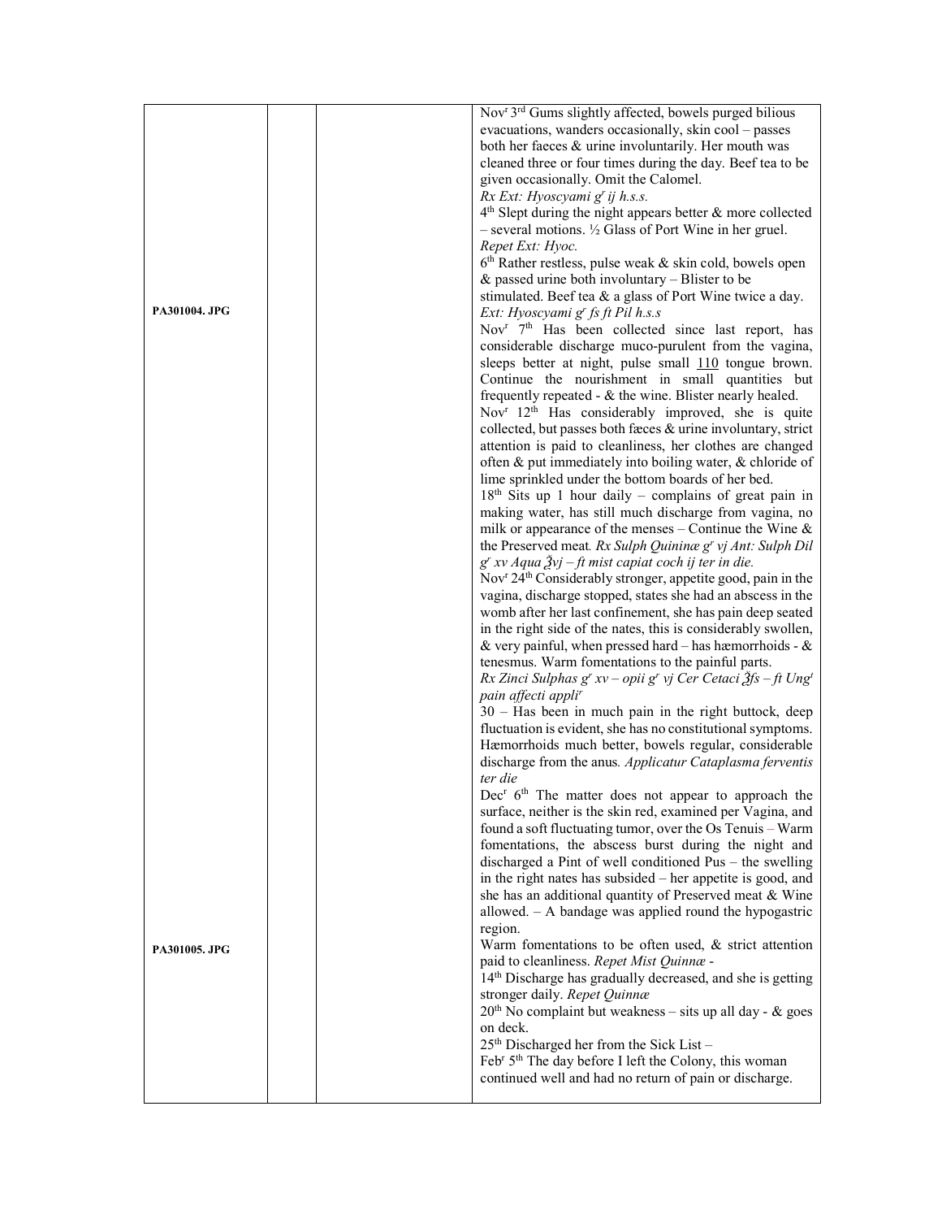| | | | |
|---|---|---|---|
| PA301004. JPG | | | Nov^r 3^rd Gums slightly affected, bowels purged bilious evacuations, wanders occasionally, skin cool – passes both her faeces & urine involuntarily. Her mouth was cleaned three or four times during the day. Beef tea to be given occasionally. Omit the Calomel. *Rx Ext: Hyoscyami g^r ij h.s.s.* 4^th Slept during the night appears better & more collected – several motions. ½ Glass of Port Wine in her gruel. *Repet Ext: Hyoc.* 6^th Rather restless, pulse weak & skin cold, bowels open & passed urine both involuntary – Blister to be stimulated. Beef tea & a glass of Port Wine twice a day. *Ext: Hyoscyami g^r fs ft Pil h.s.s* Nov^r 7^th Has been collected since last report, has considerable discharge muco-purulent from the vagina, sleeps better at night, pulse small 110 tongue brown. Continue the nourishment in small quantities but frequently repeated - & the wine. Blister nearly healed. Nov^r 12^th Has considerably improved, she is quite collected, but passes both fæces & urine involuntary, strict attention is paid to cleanliness, her clothes are changed often & put immediately into boiling water, & chloride of lime sprinkled under the bottom boards of her bed. 18^th Sits up 1 hour daily – complains of great pain in making water, has still much discharge from vagina, no milk or appearance of the menses – Continue the Wine & the Preserved meat. *Rx Sulph Quininæ g^r vj Ant: Sulph Dil g^r xv Aqua ℥vj – ft mist capiat coch ij ter in die.* Nov^r 24^th Considerably stronger, appetite good, pain in the vagina, discharge stopped, states she had an abscess in the womb after her last confinement, she has pain deep seated in the right side of the nates, this is considerably swollen, & very painful, when pressed hard – has hæmorrhoids - & tenesmus. Warm fomentations to the painful parts. *Rx Zinci Sulphas g^r xv – opii g^r vj Cer Cetaci ℥fs – ft Ung^t pain affecti appli^r* 30 – Has been in much pain in the right buttock, deep fluctuation is evident, she has no constitutional symptoms. Hæmorrhoids much better, bowels regular, considerable discharge from the anus. *Applicatur Cataplasma ferventis ter die* |
| PA301005. JPG | | | Dec^r 6^th The matter does not appear to approach the surface, neither is the skin red, examined per Vagina, and found a soft fluctuating tumor, over the Os Tenuis – Warm fomentations, the abscess burst during the night and discharged a Pint of well conditioned Pus – the swelling in the right nates has subsided – her appetite is good, and she has an additional quantity of Preserved meat & Wine allowed. – A bandage was applied round the hypogastric region. Warm fomentations to be often used, & strict attention paid to cleanliness. *Repet Mist Quinnæ* - 14^th Discharge has gradually decreased, and she is getting stronger daily. *Repet Quinnæ* 20^th No complaint but weakness – sits up all day - & goes on deck. 25^th Discharged her from the Sick List – Feb^r 5^th The day before I left the Colony, this woman continued well and had no return of pain or discharge. |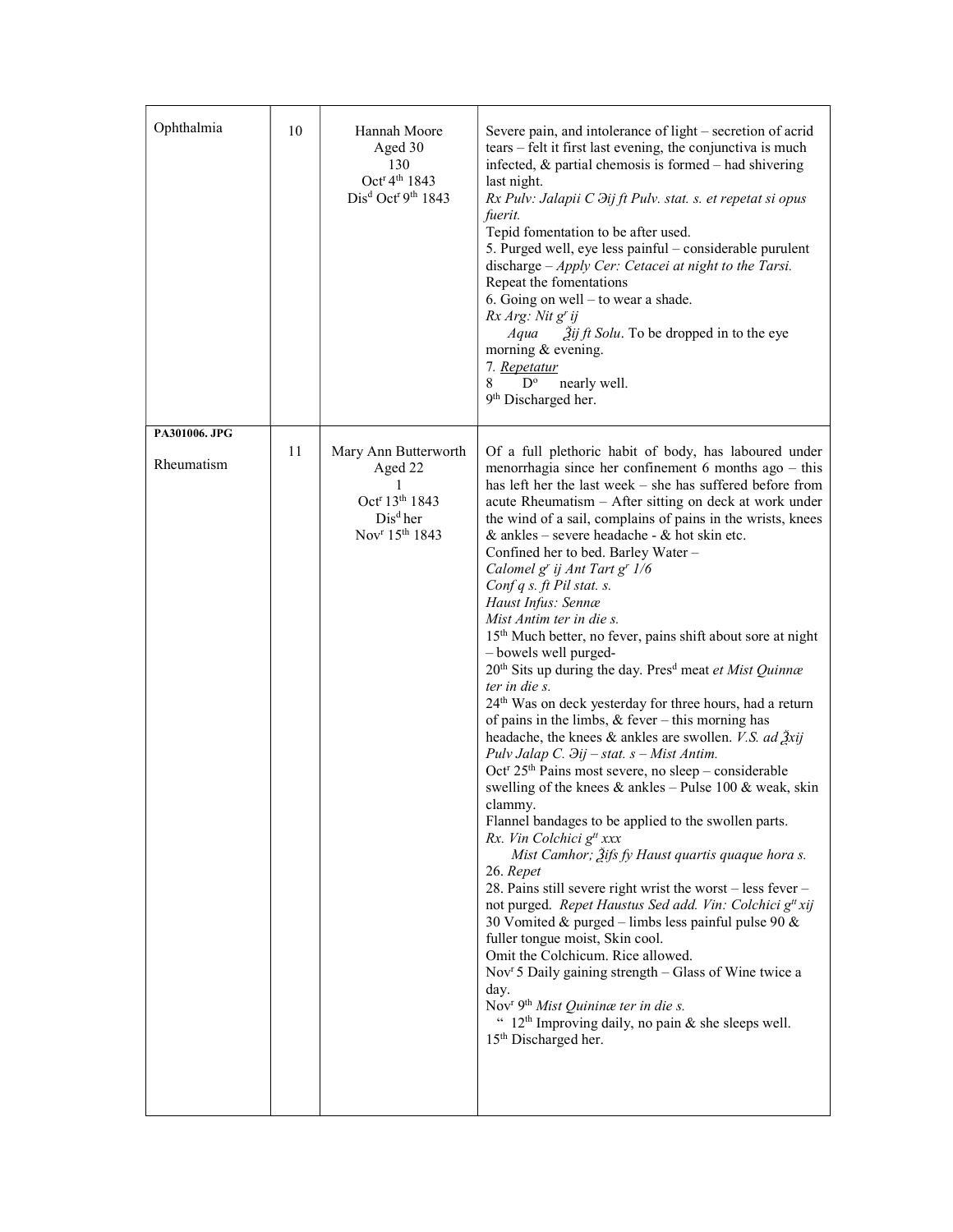| | | | |
|---|---|---|---|
| Ophthalmia | 10 | Hannah Moore<br>Aged 30<br>130<br>Oct[r] 4[th] 1843<br>Dis[d] Oct[r] 9[th] 1843 | Severe pain, and intolerance of light – secretion of acrid tears – felt it first last evening, the conjunctiva is much infected, & partial chemosis is formed – had shivering last night.<br>*Rx Pulv: Jalapii C Эij ft Pulv. stat. s. et repetat si opus fuerit.*<br>Tepid fomentation to be after used.<br>5. Purged well, eye less painful – considerable purulent discharge – *Apply Cer: Cetacei at night to the Tarsi.* Repeat the fomentations<br>6. Going on well – to wear a shade.<br>*Rx Arg: Nit g[r] ij*<br>*Aqua ℥ij ft Solu*. To be dropped in to the eye morning & evening.<br>7. Repetatur<br>8 D[o] nearly well.<br>9[th] Discharged her. |
| **PA301006. JPG**<br><br>Rheumatism | 11 | Mary Ann Butterworth<br>Aged 22<br>1<br>Oct[r] 13[th] 1843<br>Dis[d] her<br>Nov[r] 15[th] 1843 | Of a full plethoric habit of body, has laboured under menorrhagia since her confinement 6 months ago – this has left her the last week – she has suffered before from acute Rheumatism – After sitting on deck at work under the wind of a sail, complains of pains in the wrists, knees & ankles – severe headache - & hot skin etc.<br>Confined her to bed. Barley Water –<br>*Calomel g[r] ij Ant Tart g[r] 1/6*<br>*Conf q s. ft Pil stat. s.*<br>*Haust Infus: Sennæ*<br>*Mist Antim ter in die s.*<br>15[th] Much better, no fever, pains shift about sore at night – bowels well purged-<br>20[th] Sits up during the day. Pres[d] meat *et Mist Quinnæ ter in die s.*<br>24[th] Was on deck yesterday for three hours, had a return of pains in the limbs, & fever – this morning has headache, the knees & ankles are swollen. *V.S. ad ℥xij Pulv Jalap C. Эij – stat. s – Mist Antim.*<br>Oct[r] 25[th] Pains most severe, no sleep – considerable swelling of the knees & ankles – Pulse 100 & weak, skin clammy.<br>Flannel bandages to be applied to the swollen parts.<br>*Rx. Vin Colchici g[tt] xxx*<br>*Mist Camhor; ℥ifs fy Haust quartis quaque hora s.*<br>26. *Repet*<br>28. Pains still severe right wrist the worst – less fever – not purged. *Repet Haustus Sed add. Vin: Colchici g[tt] xij*<br>30 Vomited & purged – limbs less painful pulse 90 & fuller tongue moist, Skin cool.<br>Omit the Colchicum. Rice allowed.<br>Nov[r] 5 Daily gaining strength – Glass of Wine twice a day.<br>Nov[r] 9[th] *Mist Quininæ ter in die s.*<br>" 12[th] Improving daily, no pain & she sleeps well.<br>15[th] Discharged her. |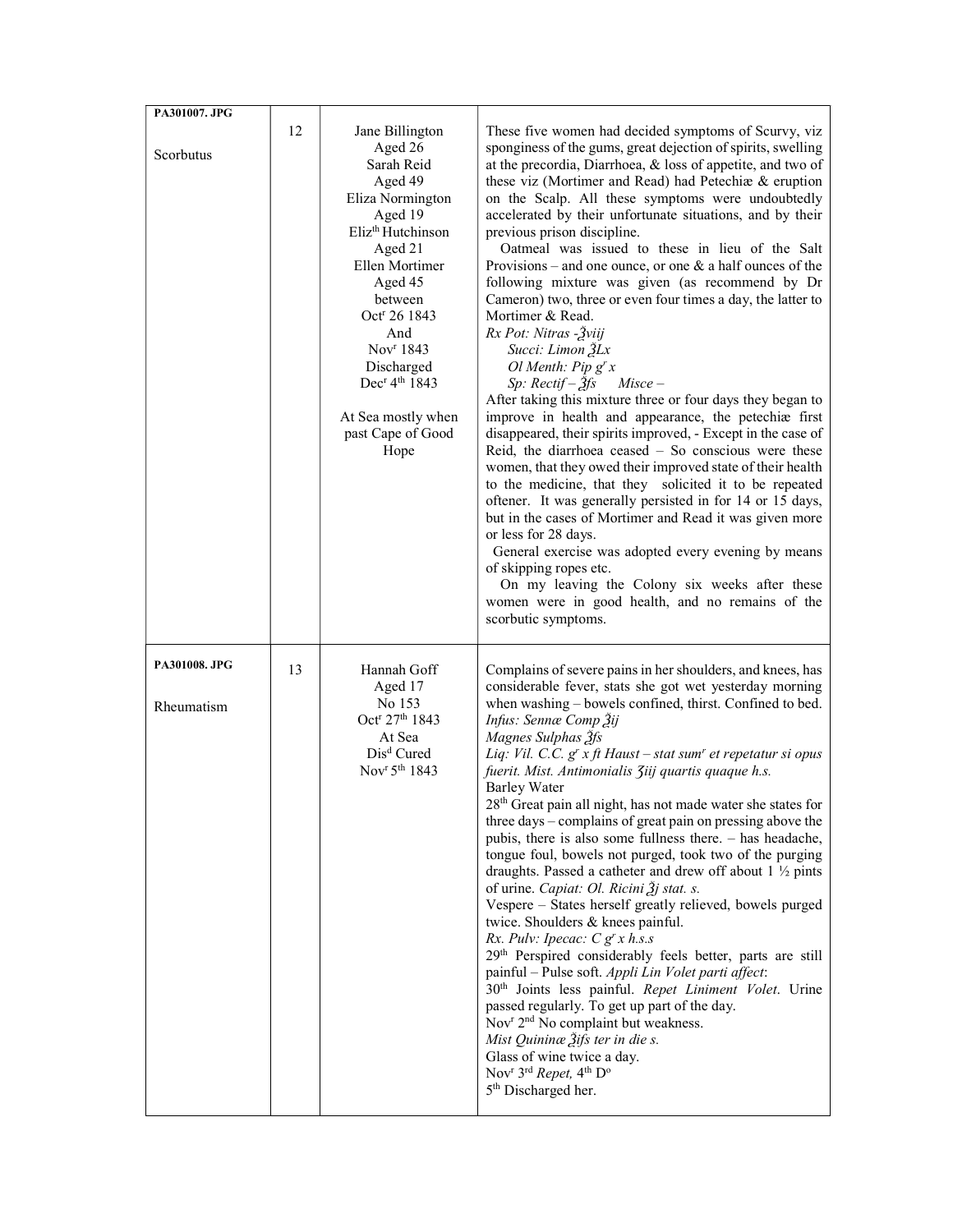| | | | |
|---|---|---|---|
| **PA301007. JPG**<br><br>Scorbutus | 12 | Jane Billington<br>Aged 26<br>Sarah Reid<br>Aged 49<br>Eliza Normington<br>Aged 19<br>Eliz[th] Hutchinson<br>Aged 21<br>Ellen Mortimer<br>Aged 45<br>between<br>Oct[r] 26 1843<br>And<br>Nov[r] 1843<br>Discharged<br>Dec[r] 4[th] 1843<br><br>At Sea mostly when past Cape of Good Hope | These five women had decided symptoms of Scurvy, viz sponginess of the gums, great dejection of spirits, swelling at the precordia, Diarrhoea, & loss of appetite, and two of these viz (Mortimer and Read) had Petechiæ & eruption on the Scalp. All these symptoms were undoubtedly accelerated by their unfortunate situations, and by their previous prison discipline.<br>Oatmeal was issued to these in lieu of the Salt Provisions – and one ounce, or one & a half ounces of the following mixture was given (as recommend by Dr Cameron) two, three or even four times a day, the latter to Mortimer & Read.<br>*Rx Pot: Nitras -℥viij*<br>*Succi: Limon ℥Lx*<br>*Ol Menth: Pip g[r] x*<br>*Sp: Rectif – ℥fs Misce –*<br>After taking this mixture three or four days they began to improve in health and appearance, the petechiæ first disappeared, their spirits improved, - Except in the case of Reid, the diarrhoea ceased – So conscious were these women, that they owed their improved state of their health to the medicine, that they solicited it to be repeated oftener. It was generally persisted in for 14 or 15 days, but in the cases of Mortimer and Read it was given more or less for 28 days.<br>General exercise was adopted every evening by means of skipping ropes etc.<br>On my leaving the Colony six weeks after these women were in good health, and no remains of the scorbutic symptoms. |
| **PA301008. JPG**<br><br>Rheumatism | 13 | Hannah Goff<br>Aged 17<br>No 153<br>Oct[r] 27[th] 1843<br>At Sea<br>Dis[d] Cured<br>Nov[r] 5[th] 1843 | Complains of severe pains in her shoulders, and knees, has considerable fever, stats she got wet yesterday morning when washing – bowels confined, thirst. Confined to bed.<br>*Infus: Sennæ Comp ℥ij*<br>*Magnes Sulphas ℥fs*<br>*Liq: Vil. C.C. g[r] x ft Haust – stat sum[r] et repetatur si opus fuerit. Mist. Antimonialis ʒiij quartis quaque h.s.*<br>Barley Water<br>28[th] Great pain all night, has not made water she states for three days – complains of great pain on pressing above the pubis, there is also some fullness there. – has headache, tongue foul, bowels not purged, took two of the purging draughts. Passed a catheter and drew off about 1 ½ pints of urine. *Capiat: Ol. Ricini ℥j stat. s.*<br>Vespere – States herself greatly relieved, bowels purged twice. Shoulders & knees painful.<br>*Rx. Pulv: Ipecac: C g[r] x h.s.s*<br>29[th] Perspired considerably feels better, parts are still painful – Pulse soft. *Appli Lin Volet parti affect*:<br>30[th] Joints less painful. *Repet Liniment Volet*. Urine passed regularly. To get up part of the day.<br>Nov[r] 2[nd] No complaint but weakness.<br>*Mist Quininæ ℥ifs ter in die s.*<br>Glass of wine twice a day.<br>Nov[r] 3[rd] *Repet,* 4[th] D[o]<br>5[th] Discharged her. |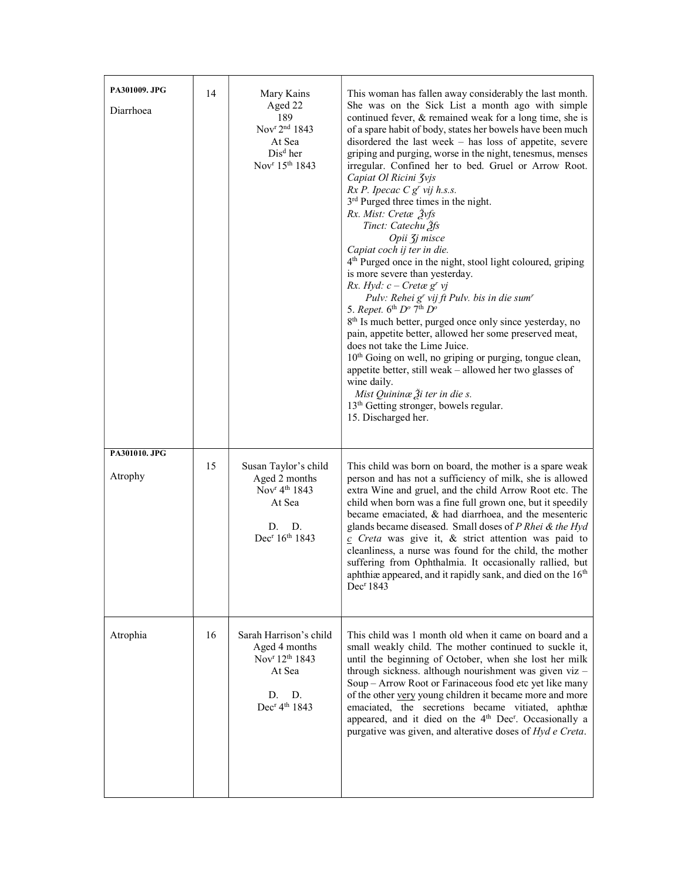| | | | |
|---|---|---|---|
| **PA301009. JPG**<br><br>Diarrhoea | 14 | Mary Kains<br>Aged 22<br>189<br>Nov$^{r}$ 2$^{nd}$ 1843<br>At Sea<br>Dis$^{d}$ her<br>Nov$^{r}$ 15$^{th}$ 1843 | This woman has fallen away considerably the last month. She was on the Sick List a month ago with simple continued fever, & remained weak for a long time, she is of a spare habit of body, states her bowels have been much disordered the last week – has loss of appetite, severe griping and purging, worse in the night, tenesmus, menses irregular. Confined her to bed. Gruel or Arrow Root.<br>*Capiat Ol Ricini ʒvjs*<br>*Rx P. Ipecac C g$^{r}$ vij h.s.s.*<br>3$^{rd}$ Purged three times in the night.<br>*Rx. Mist: Cretæ ℥vſs*<br>*Tinct: Catechu ℥ſs*<br>*Opii ʒj misce*<br>*Capiat coch ij ter in die.*<br>4$^{th}$ Purged once in the night, stool light coloured, griping is more severe than yesterday.<br>*Rx. Hyd: c – Cretæ g$^{r}$ vj*<br>*Pulv: Rehei g$^{r}$ vij ft Pulv. bis in die sum$^{r}$*<br>5. *Repet.* 6$^{th}$ *D$^{o}$* 7$^{th}$ *D$^{o}$*<br>8$^{th}$ Is much better, purged once only since yesterday, no pain, appetite better, allowed her some preserved meat, does not take the Lime Juice.<br>10$^{th}$ Going on well, no griping or purging, tongue clean, appetite better, still weak – allowed her two glasses of wine daily.<br>*Mist Quininæ ℥i ter in die s.*<br>13$^{th}$ Getting stronger, bowels regular.<br>15. Discharged her. |
| **PA301010. JPG**<br><br>Atrophy | 15 | Susan Taylor's child<br>Aged 2 months<br>Nov$^{r}$ 4$^{th}$ 1843<br>At Sea<br><br>D. D.<br>Dec$^{r}$ 16$^{th}$ 1843 | This child was born on board, the mother is a spare weak person and has not a sufficiency of milk, she is allowed extra Wine and gruel, and the child Arrow Root etc. The child when born was a fine full grown one, but it speedily became emaciated, & had diarrhoea, and the mesenteric glands became diseased. Small doses of *P Rhei & the Hyd c Creta* was give it, & strict attention was paid to cleanliness, a nurse was found for the child, the mother suffering from Ophthalmia. It occasionally rallied, but aphthiæ appeared, and it rapidly sank, and died on the 16$^{th}$ Dec$^{r}$ 1843 |
| Atrophia | 16 | Sarah Harrison's child<br>Aged 4 months<br>Nov$^{r}$ 12$^{th}$ 1843<br>At Sea<br><br>D. D.<br>Dec$^{r}$ 4$^{th}$ 1843 | This child was 1 month old when it came on board and a small weakly child. The mother continued to suckle it, until the beginning of October, when she lost her milk through sickness. although nourishment was given viz – Soup – Arrow Root or Farinaceous food etc yet like many of the other very young children it became more and more emaciated, the secretions became vitiated, aphthæ appeared, and it died on the 4$^{th}$ Dec$^{r}$. Occasionally a purgative was given, and alterative doses of *Hyd e Creta*. |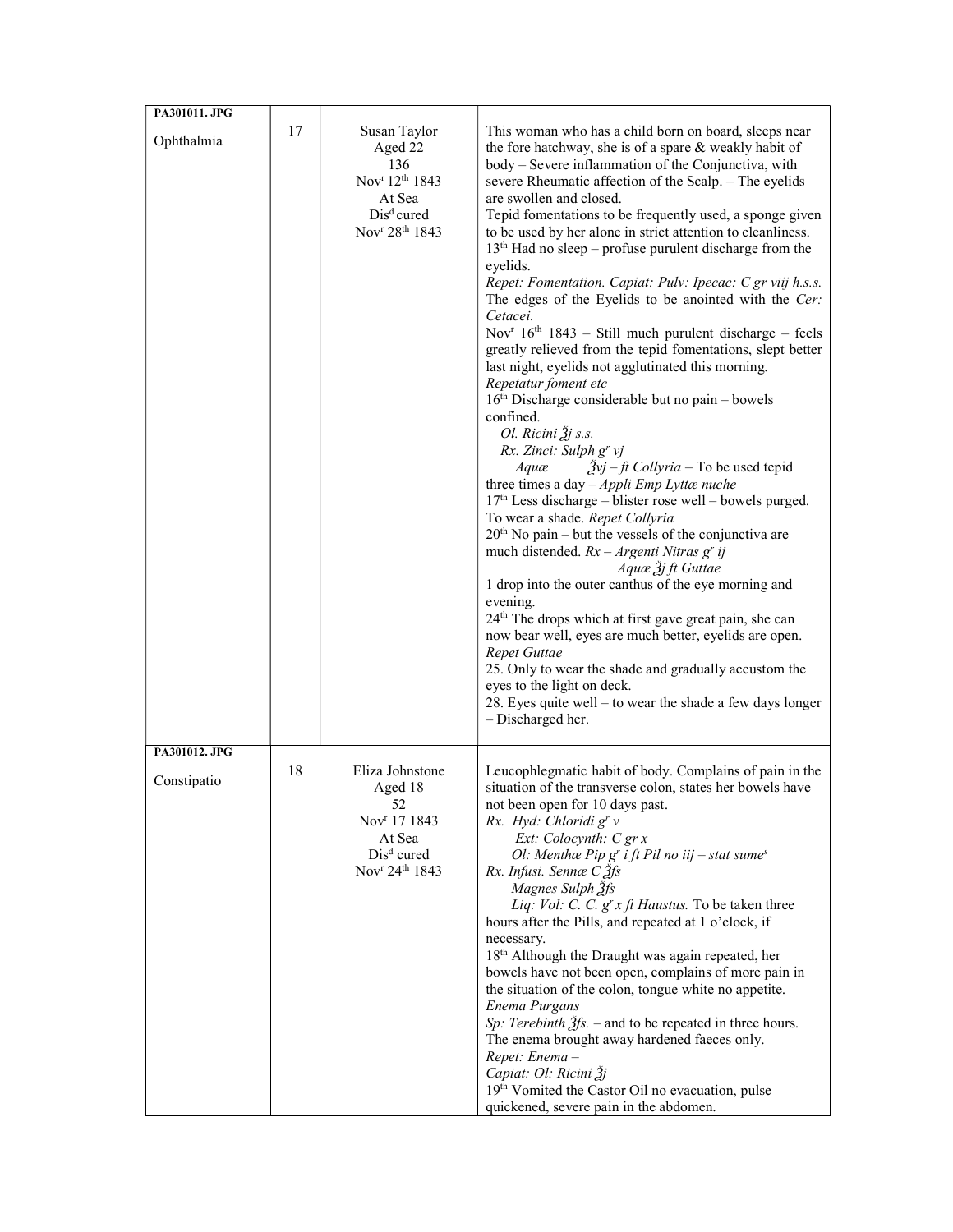| | | | |
|---|---|---|---|
| **PA301011. JPG**<br><br>Ophthalmia | 17 | Susan Taylor<br>Aged 22<br>136<br>Nov[r] 12[th] 1843<br>At Sea<br>Dis[d] cured<br>Nov[r] 28[th] 1843 | This woman who has a child born on board, sleeps near the fore hatchway, she is of a spare & weakly habit of body – Severe inflammation of the Conjunctiva, with severe Rheumatic affection of the Scalp. – The eyelids are swollen and closed.<br>Tepid fomentations to be frequently used, a sponge given to be used by her alone in strict attention to cleanliness.<br>13[th] Had no sleep – profuse purulent discharge from the eyelids.<br>*Repet: Fomentation. Capiat: Pulv: Ipecac: C gr viij h.s.s.* The edges of the Eyelids to be anointed with the *Cer: Cetacei.*<br>Nov[r] 16[th] 1843 – Still much purulent discharge – feels greatly relieved from the tepid fomentations, slept better last night, eyelids not agglutinated this morning.<br>*Repetatur foment etc*<br>16[th] Discharge considerable but no pain – bowels confined.<br>*Ol. Ricini ℥j s.s.*<br>*Rx. Zinci: Sulph g[r] vj*<br>*Aquæ ℥vj – ft Collyria* – To be used tepid three times a day – *Appli Emp Lyttæ nuche*<br>17[th] Less discharge – blister rose well – bowels purged. To wear a shade. *Repet Collyria*<br>20[th] No pain – but the vessels of the conjunctiva are much distended. *Rx – Argenti Nitras g[r] ij*<br>*Aquæ ℥j ft Guttae*<br>1 drop into the outer canthus of the eye morning and evening.<br>24[th] The drops which at first gave great pain, she can now bear well, eyes are much better, eyelids are open.<br>*Repet Guttae*<br>25. Only to wear the shade and gradually accustom the eyes to the light on deck.<br>28. Eyes quite well – to wear the shade a few days longer – Discharged her. |
| **PA301012. JPG**<br><br>Constipatio | 18 | Eliza Johnstone<br>Aged 18<br>52<br>Nov[r] 17 1843<br>At Sea<br>Dis[d] cured<br>Nov[r] 24[th] 1843 | Leucophlegmatic habit of body. Complains of pain in the situation of the transverse colon, states her bowels have not been open for 10 days past.<br>*Rx. Hyd: Chloridi g[r] v*<br>*Ext: Colocynth: C gr x*<br>*Ol: Menthæ Pip g[r] i ft Pil no iij – stat sume[s]*<br>*Rx. Infusi. Sennæ C ℥fs*<br>*Magnes Sulph ℥fs*<br>*Liq: Vol: C. C. g[r] x ft Haustus.* To be taken three hours after the Pills, and repeated at 1 o'clock, if necessary.<br>18[th] Although the Draught was again repeated, her bowels have not been open, complains of more pain in the situation of the colon, tongue white no appetite.<br>*Enema Purgans*<br>*Sp: Terebinth ℥fs.* – and to be repeated in three hours. The enema brought away hardened faeces only.<br>*Repet: Enema –*<br>*Capiat: Ol: Ricini ℥j*<br>19[th] Vomited the Castor Oil no evacuation, pulse quickened, severe pain in the abdomen. |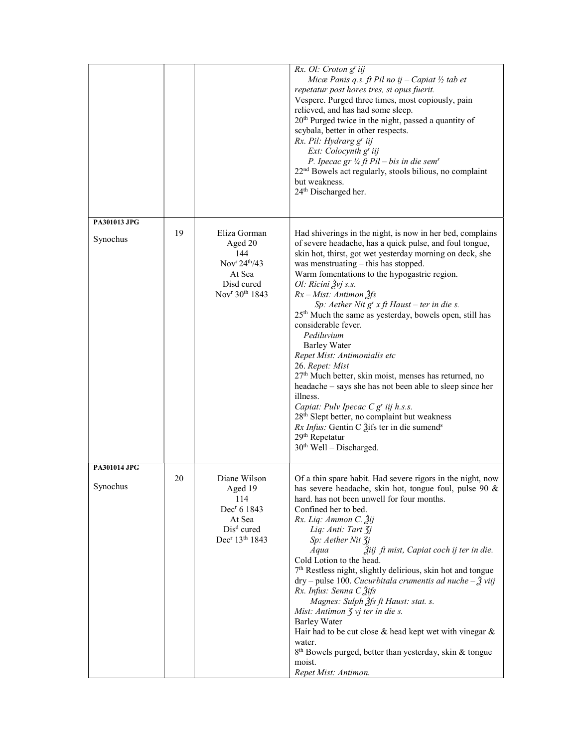| | | | |
|---|---|---|---|
| | | | *Rx. Ol: Croton gr iij*<br>*Micæ Panis q.s. ft Pil no ij – Capiat ½ tab et repetatur post hores tres, si opus fuerit.*<br>Vespere. Purged three times, most copiously, pain relieved, and has had some sleep.<br>20th Purged twice in the night, passed a quantity of scybala, better in other respects.<br>*Rx. Pil: Hydrarg gr iij*<br>*Ext: Colocynth gr iij*<br>*P. Ipecac gr ¼ ft Pil – bis in die sems*<br>22nd Bowels act regularly, stools bilious, no complaint but weakness.<br>24th Discharged her. |
| **PA301013 JPG**<br>Synochus | 19 | Eliza Gorman<br>Aged 20<br>144<br>Novr 24th/43<br>At Sea<br>Disd cured<br>Novr 30th 1843 | Had shiverings in the night, is now in her bed, complains of severe headache, has a quick pulse, and foul tongue, skin hot, thirst, got wet yesterday morning on deck, she was menstruating – this has stopped.<br>Warm fomentations to the hypogastric region.<br>*Ol: Ricini ℥vj s.s.*<br>*Rx – Mist: Antimon ℥fs*<br>*Sp: Aether Nit gr x ft Haust – ter in die s.*<br>25th Much the same as yesterday, bowels open, still has considerable fever.<br>*Pediluvium*<br>Barley Water<br>*Repet Mist: Antimonialis etc*<br>26. *Repet: Mist*<br>27th Much better, skin moist, menses has returned, no headache – says she has not been able to sleep since her illness.<br>*Capiat: Pulv Ipecac C gr iij h.s.s.*<br>28th Slept better, no complaint but weakness<br>*Rx Infus:* Gentin C ℥ifs ter in die sumends<br>29th Repetatur<br>30th Well – Discharged. |
| **PA301014 JPG**<br>Synochus | 20 | Diane Wilson<br>Aged 19<br>114<br>Decr 6 1843<br>At Sea<br>Disd cured<br>Decr 13th 1843 | Of a thin spare habit. Had severe rigors in the night, now has severe headache, skin hot, tongue foul, pulse 90 & hard. has not been unwell for four months.<br>Confined her to bed.<br>*Rx. Liq: Ammon C. ℥ij*<br>*Liq: Anti: Tart ʒj*<br>*Sp: Aether Nit ʒj*<br>*Aqua ℥iij ft mist, Capiat coch ij ter in die.*<br>Cold Lotion to the head.<br>7th Restless night, slightly delirious, skin hot and tongue dry – pulse 100. *Cucurbitala crumentis ad nuche – ℥ viij*<br>*Rx. Infus: Senna C ℥ifs*<br>*Magnes: Sulph ℥fs ft Haust: stat. s.*<br>*Mist: Antimon ʒ vj ter in die s.*<br>Barley Water<br>Hair had to be cut close & head kept wet with vinegar & water.<br>8th Bowels purged, better than yesterday, skin & tongue moist.<br>*Repet Mist: Antimon.* |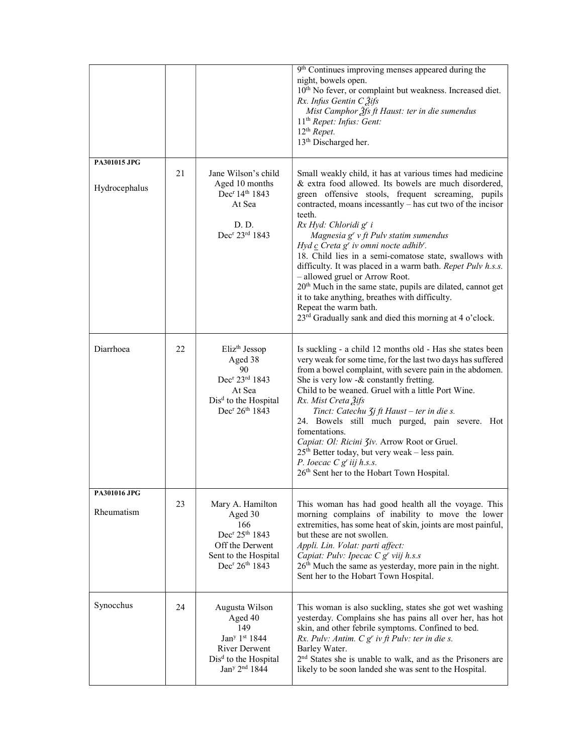| | | | |
|---|---|---|---|
| | | | 9th Continues improving menses appeared during the night, bowels open.<br>10th No fever, or complaint but weakness. Increased diet.<br>*Rx. Infus Gentin C ℥ifs*<br>*Mist Camphor ℥fs ft Haust: ter in die sumendus*<br>11th *Repet: Infus: Gent:*<br>12th *Repet.*<br>13th Discharged her. |
| **PA301015 JPG**<br><br>Hydrocephalus | 21 | Jane Wilson's child<br>Aged 10 months<br>Decr 14th 1843<br>At Sea<br><br>D. D.<br>Decr 23rd 1843 | Small weakly child, it has at various times had medicine & extra food allowed. Its bowels are much disordered, green offensive stools, frequent screaming, pupils contracted, moans incessantly – has cut two of the incisor teeth.<br>*Rx Hyd: Chloridi gr i*<br>*Magnesia gr v ft Pulv statim sumendus*<br>*Hyd c Creta gr iv omni nocte adhibr.*<br>18. Child lies in a semi-comatose state, swallows with difficulty. It was placed in a warm bath. *Repet Pulv h.s.s.* – allowed gruel or Arrow Root.<br>20th Much in the same state, pupils are dilated, cannot get it to take anything, breathes with difficulty.<br>Repeat the warm bath.<br>23rd Gradually sank and died this morning at 4 o'clock. |
| Diarrhoea | 22 | Elizth Jessop<br>Aged 38<br>90<br>Decr 23rd 1843<br>At Sea<br>Disd to the Hospital<br>Decr 26th 1843 | Is suckling - a child 12 months old - Has she states been very weak for some time, for the last two days has suffered from a bowel complaint, with severe pain in the abdomen. She is very low -& constantly fretting.<br>Child to be weaned. Gruel with a little Port Wine.<br>*Rx. Mist Creta ℥ifs*<br>*Tinct: Catechu ʒj ft Haust – ter in die s.*<br>24. Bowels still much purged, pain severe. Hot fomentations.<br>*Capiat: Ol: Ricini ʒiv.* Arrow Root or Gruel.<br>25th Better today, but very weak – less pain.<br>*P. Ioecac C gr iij h.s.s.*<br>26th Sent her to the Hobart Town Hospital. |
| **PA301016 JPG**<br><br>Rheumatism | 23 | Mary A. Hamilton<br>Aged 30<br>166<br>Decr 25th 1843<br>Off the Derwent<br>Sent to the Hospital<br>Decr 26th 1843 | This woman has had good health all the voyage. This morning complains of inability to move the lower extremities, has some heat of skin, joints are most painful, but these are not swollen.<br>*Appli. Lin. Volat: parti affect:*<br>*Capiat: Pulv: Ipecac C gr viij h.s.s*<br>26th Much the same as yesterday, more pain in the night. Sent her to the Hobart Town Hospital. |
| Synocchus | 24 | Augusta Wilson<br>Aged 40<br>149<br>Jany 1st 1844<br>River Derwent<br>Disd to the Hospital<br>Jany 2nd 1844 | This woman is also suckling, states she got wet washing yesterday. Complains she has pains all over her, has hot skin, and other febrile symptoms. Confined to bed.<br>*Rx. Pulv: Antim. C gr iv ft Pulv: ter in die s.*<br>Barley Water.<br>2nd States she is unable to walk, and as the Prisoners are likely to be soon landed she was sent to the Hospital. |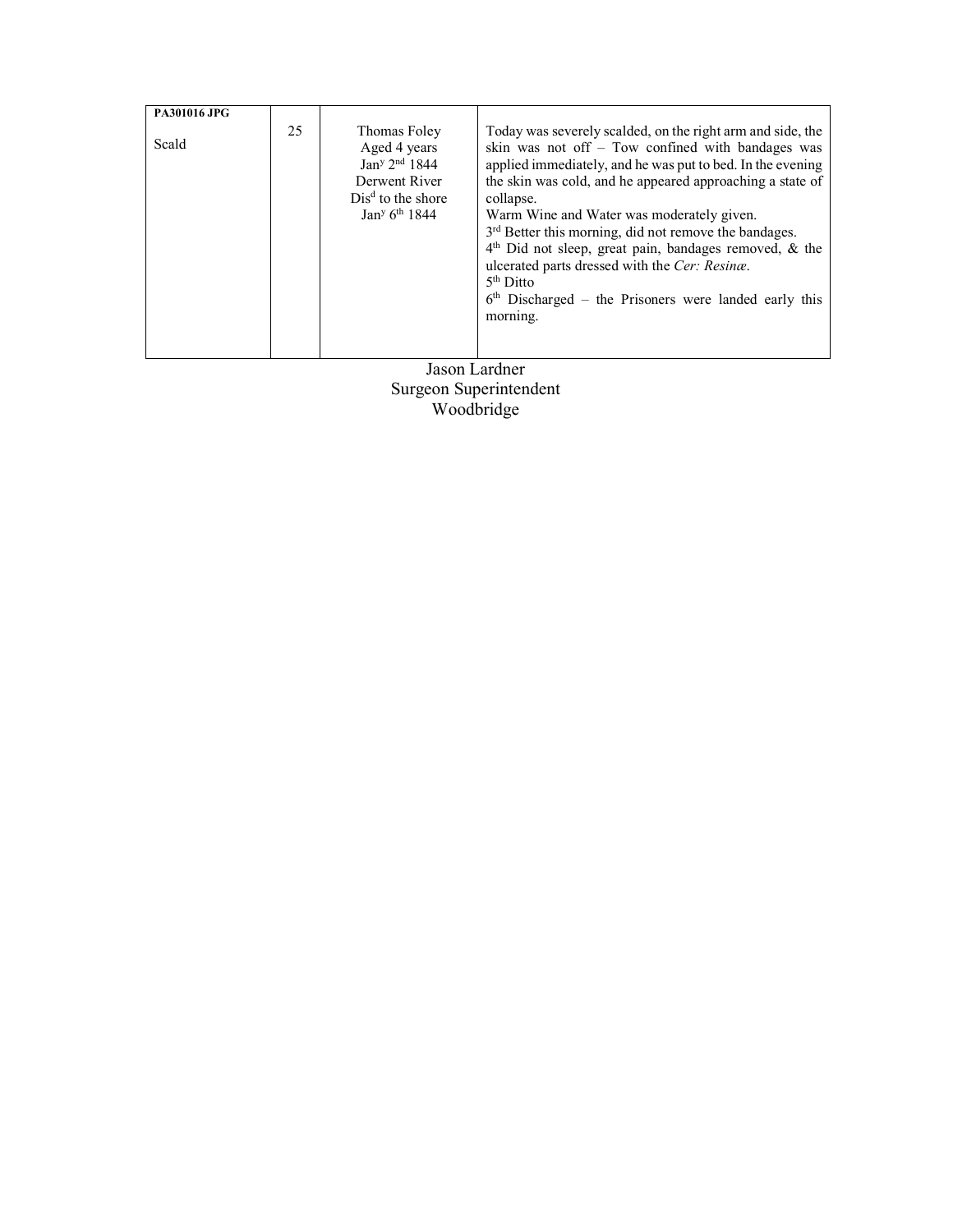| PA301016 JPG<br><br>Scald | 25 | Thomas Foley<br>Aged 4 years<br>Jan[y] 2[nd] 1844<br>Derwent River<br>Dis[d] to the shore<br>Jan[y] 6[th] 1844 | Today was severely scalded, on the right arm and side, the skin was not off – Tow confined with bandages was applied immediately, and he was put to bed. In the evening the skin was cold, and he appeared approaching a state of collapse.<br>Warm Wine and Water was moderately given.<br>3[rd] Better this morning, did not remove the bandages.<br>4[th] Did not sleep, great pain, bandages removed, & the ulcerated parts dressed with the *Cer: Resinæ*.<br>5[th] Ditto<br>6[th] Discharged – the Prisoners were landed early this morning. |
|---|---|---|---|

Jason Lardner
Surgeon Superintendent
Woodbridge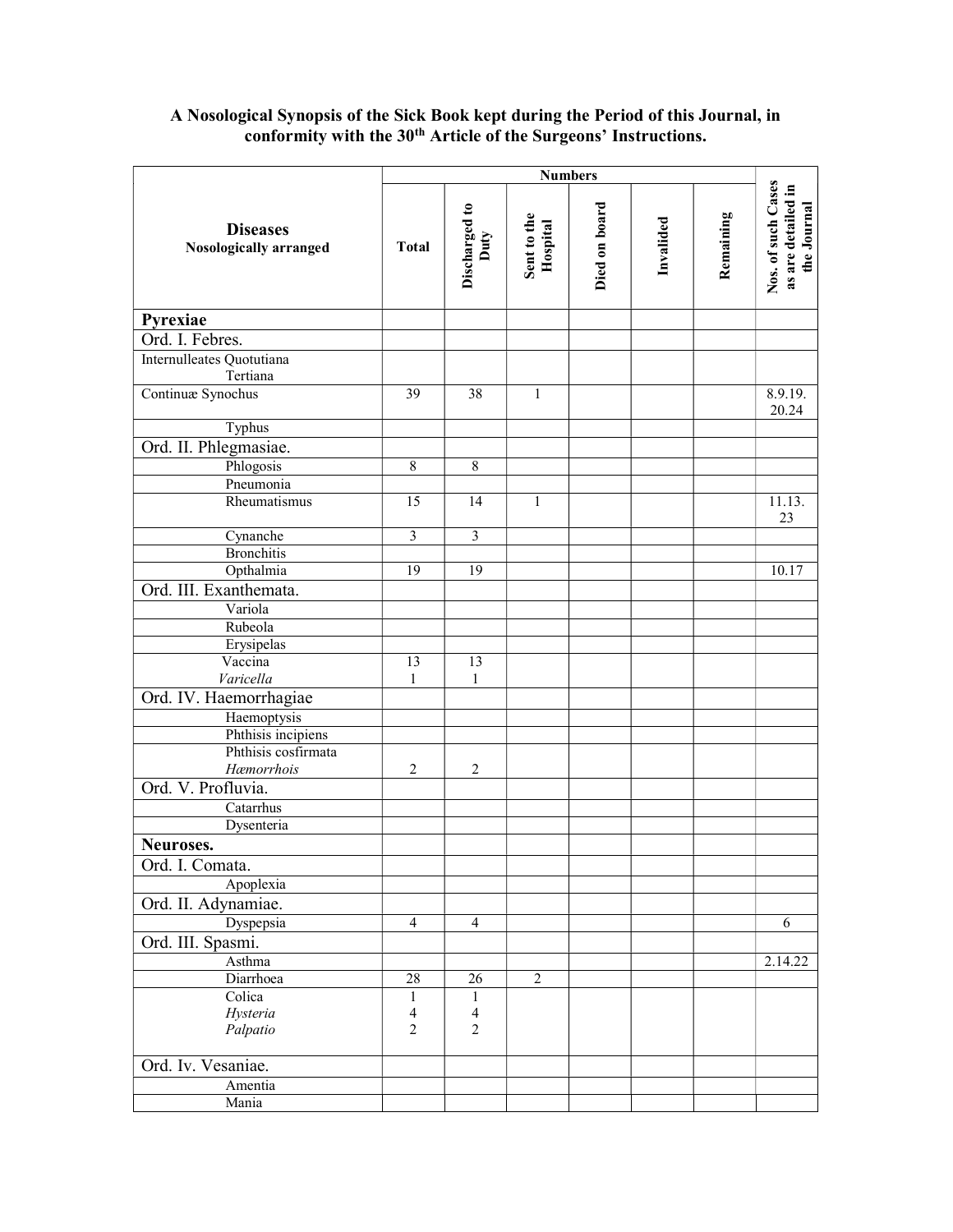**A Nosological Synopsis of the Sick Book kept during the Period of this Journal, in conformity with the 30th Article of the Surgeons' Instructions.**

| Diseases Nosologically arranged | Numbers | | | | | | Nos. of such Cases as are detailed in the Journal |
|---|---|---|---|---|---|---|---|
| | Total | Discharged to Duty | Sent to the Hospital | Died on board | Invalided | Remaining | |
| **Pyrexiae** | | | | | | | |
| Ord. I. Febres. | | | | | | | |
| Internulleates Quotutiana<br>Tertiana | | | | | | | |
| Continuæ Synochus | 39 | 38 | 1 | | | | 8.9.19.<br>20.24 |
| Typhus | | | | | | | |
| Ord. II. Phlegmasiae. | | | | | | | |
| Phlogosis | 8 | 8 | | | | | |
| Pneumonia | | | | | | | |
| Rheumatismus | 15 | 14 | 1 | | | | 11.13.<br>23 |
| Cynanche | 3 | 3 | | | | | |
| Bronchitis | | | | | | | |
| Opthalmia | 19 | 19 | | | | | 10.17 |
| Ord. III. Exanthemata. | | | | | | | |
| Variola | | | | | | | |
| Rubeola | | | | | | | |
| Erysipelas | | | | | | | |
| Vaccina<br>*Varicella* | 13<br>1 | 13<br>1 | | | | | |
| Ord. IV. Haemorrhagiae | | | | | | | |
| Haemoptysis | | | | | | | |
| Phthisis incipiens | | | | | | | |
| Phthisis cosfirmata<br>*Hæmorrhois* | <br>2 | <br>2 | | | | | |
| Ord. V. Profluvia. | | | | | | | |
| Catarrhus | | | | | | | |
| Dysenteria | | | | | | | |
| **Neuroses.** | | | | | | | |
| Ord. I. Comata. | | | | | | | |
| Apoplexia | | | | | | | |
| Ord. II. Adynamiae. | | | | | | | |
| Dyspepsia | 4 | 4 | | | | | 6 |
| Ord. III. Spasmi. | | | | | | | |
| Asthma | | | | | | | 2.14.22 |
| Diarrhoea | 28 | 26 | 2 | | | | |
| Colica<br>*Hysteria*<br>*Palpatio* | 1<br>4<br>2 | 1<br>4<br>2 | | | | | |
| Ord. Iv. Vesaniae. | | | | | | | |
| Amentia | | | | | | | |
| Mania | | | | | | | |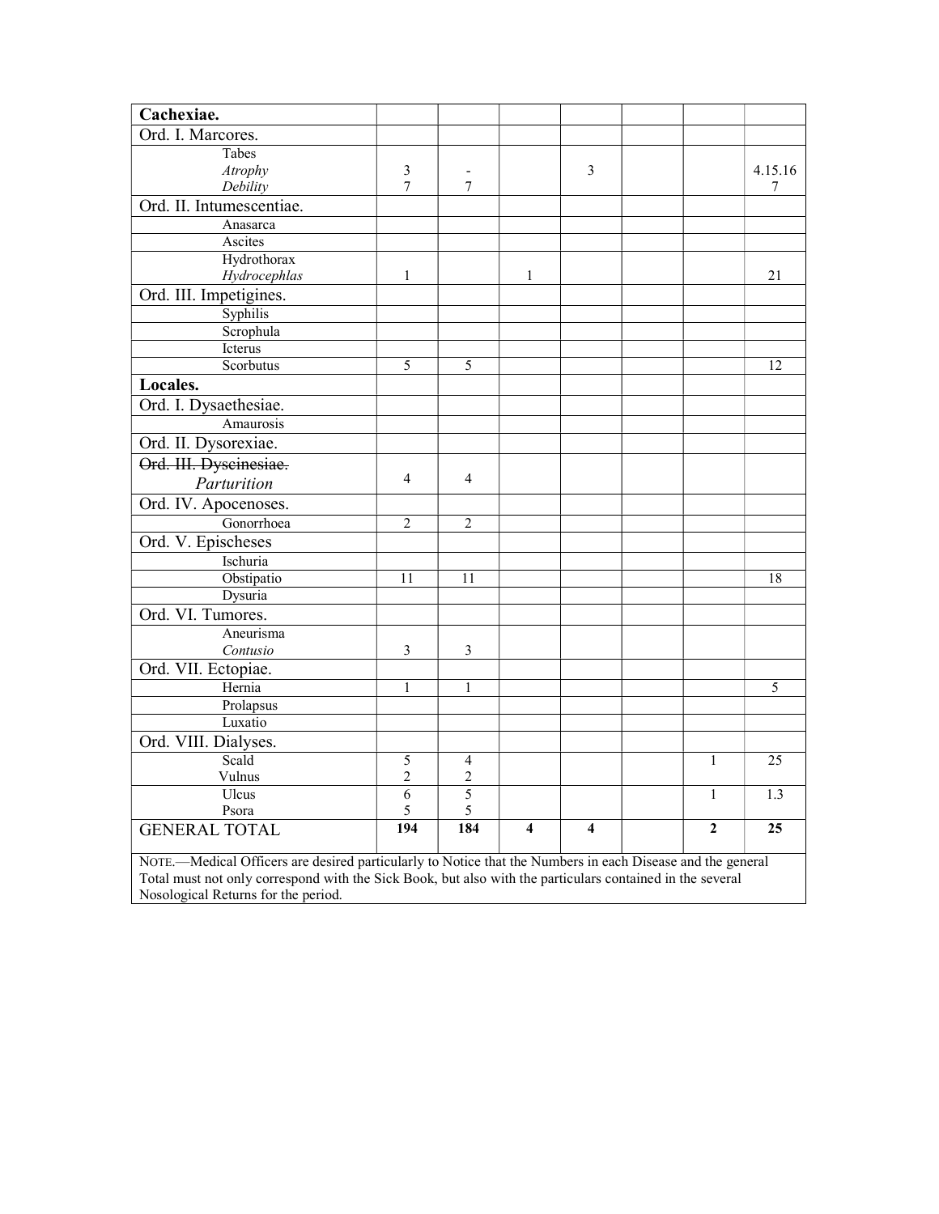| Cachexiae. | | | | | | | |
|---|---|---|---|---|---|---|---|
| Ord. I. Marcores. | | | | | | | |
| Tabes<br>*Atrophy*<br>*Debility* | 3<br>7 | -<br>7 | | 3 | | | 4.15.16<br>7 |
| Ord. II. Intumescentiae. | | | | | | | |
| Anasarca | | | | | | | |
| Ascites | | | | | | | |
| Hydrothorax<br>*Hydrocephlas* | 1 | | 1 | | | | 21 |
| Ord. III. Impetigines. | | | | | | | |
| Syphilis | | | | | | | |
| Scrophula | | | | | | | |
| Icterus | | | | | | | |
| Scorbutus | 5 | 5 | | | | | 12 |
| **Locales.** | | | | | | | |
| Ord. I. Dysaethesiae. | | | | | | | |
| Amaurosis | | | | | | | |
| Ord. II. Dysorexiae. | | | | | | | |
| ~~Ord. III. Dyscinesiae.~~<br>*Parturition* | 4 | 4 | | | | | |
| Ord. IV. Apocenoses. | | | | | | | |
| Gonorrhoea | 2 | 2 | | | | | |
| Ord. V. Epischeses | | | | | | | |
| Ischuria | | | | | | | |
| Obstipatio | 11 | 11 | | | | | 18 |
| Dysuria | | | | | | | |
| Ord. VI. Tumores. | | | | | | | |
| Aneurisma<br>*Contusio* | 3 | 3 | | | | | |
| Ord. VII. Ectopiae. | | | | | | | |
| Hernia | 1 | 1 | | | | | 5 |
| Prolapsus | | | | | | | |
| Luxatio | | | | | | | |
| Ord. VIII. Dialyses. | | | | | | | |
| Scald<br>Vulnus | 5<br>2 | 4<br>2 | | | | 1 | 25 |
| Ulcus<br>Psora | 6<br>5 | 5<br>5 | | | | 1 | 1.3 |
| GENERAL TOTAL | **194** | **184** | **4** | **4** | | **2** | **25** |

NOTE.—Medical Officers are desired particularly to Notice that the Numbers in each Disease and the general Total must not only correspond with the Sick Book, but also with the particulars contained in the several Nosological Returns for the period.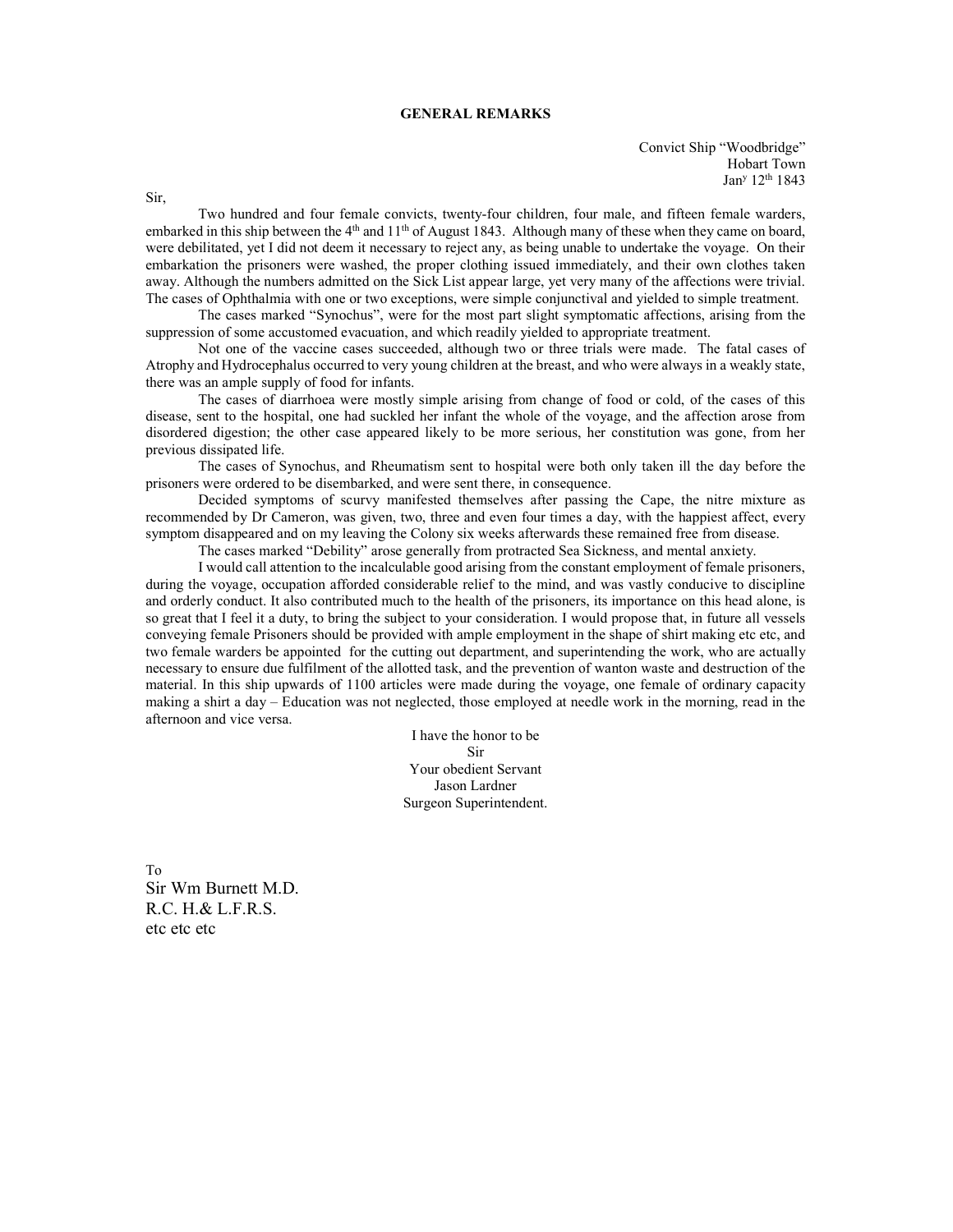**GENERAL REMARKS**

Convict Ship "Woodbridge"
Hobart Town
Jan^y^ 12th 1843

Sir,

Two hundred and four female convicts, twenty-four children, four male, and fifteen female warders, embarked in this ship between the 4th and 11th of August 1843. Although many of these when they came on board, were debilitated, yet I did not deem it necessary to reject any, as being unable to undertake the voyage. On their embarkation the prisoners were washed, the proper clothing issued immediately, and their own clothes taken away. Although the numbers admitted on the Sick List appear large, yet very many of the affections were trivial. The cases of Ophthalmia with one or two exceptions, were simple conjunctival and yielded to simple treatment.

The cases marked "Synochus", were for the most part slight symptomatic affections, arising from the suppression of some accustomed evacuation, and which readily yielded to appropriate treatment.

Not one of the vaccine cases succeeded, although two or three trials were made. The fatal cases of Atrophy and Hydrocephalus occurred to very young children at the breast, and who were always in a weakly state, there was an ample supply of food for infants.

The cases of diarrhoea were mostly simple arising from change of food or cold, of the cases of this disease, sent to the hospital, one had suckled her infant the whole of the voyage, and the affection arose from disordered digestion; the other case appeared likely to be more serious, her constitution was gone, from her previous dissipated life.

The cases of Synochus, and Rheumatism sent to hospital were both only taken ill the day before the prisoners were ordered to be disembarked, and were sent there, in consequence.

Decided symptoms of scurvy manifested themselves after passing the Cape, the nitre mixture as recommended by Dr Cameron, was given, two, three and even four times a day, with the happiest affect, every symptom disappeared and on my leaving the Colony six weeks afterwards these remained free from disease.

The cases marked "Debility" arose generally from protracted Sea Sickness, and mental anxiety.

I would call attention to the incalculable good arising from the constant employment of female prisoners, during the voyage, occupation afforded considerable relief to the mind, and was vastly conducive to discipline and orderly conduct. It also contributed much to the health of the prisoners, its importance on this head alone, is so great that I feel it a duty, to bring the subject to your consideration. I would propose that, in future all vessels conveying female Prisoners should be provided with ample employment in the shape of shirt making etc etc, and two female warders be appointed for the cutting out department, and superintending the work, who are actually necessary to ensure due fulfilment of the allotted task, and the prevention of wanton waste and destruction of the material. In this ship upwards of 1100 articles were made during the voyage, one female of ordinary capacity making a shirt a day – Education was not neglected, those employed at needle work in the morning, read in the afternoon and vice versa.

I have the honor to be
Sir
Your obedient Servant
Jason Lardner
Surgeon Superintendent.

To
Sir Wm Burnett M.D.
R.C. H.& L.F.R.S.
etc etc etc